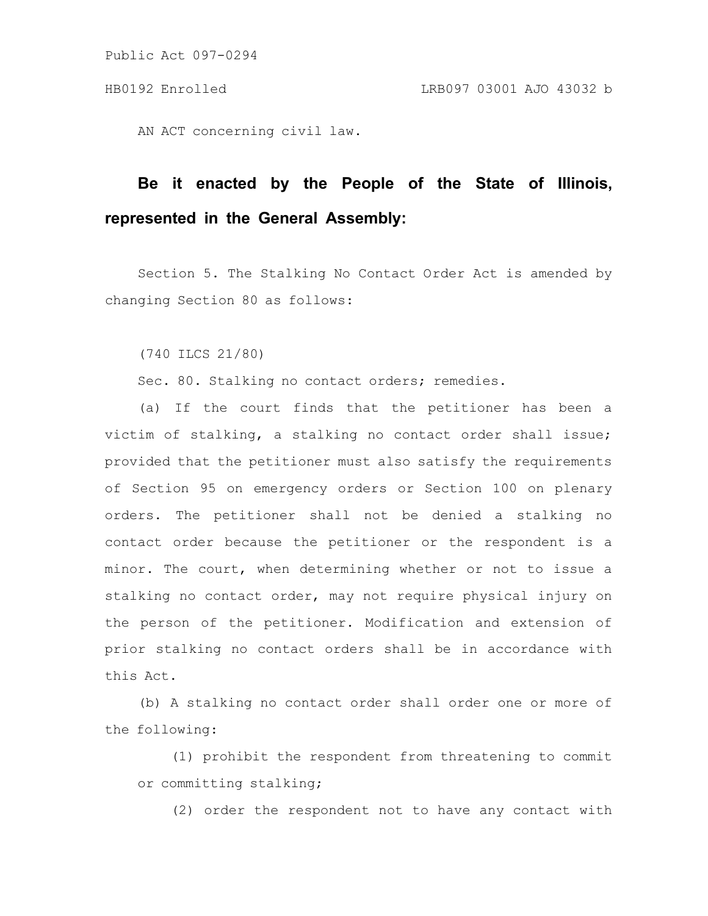Public Act 097-0294

HB0192 Enrolled LRB097 03001 AJO 43032 b

AN ACT concerning civil law.

**Be it enacted by the People of the State of Illinois, represented in the General Assembly:**

Section 5. The Stalking No Contact Order Act is amended by changing Section 80 as follows:

(740 ILCS 21/80)

Sec. 80. Stalking no contact orders; remedies.

(a) If the court finds that the petitioner has been a victim of stalking, a stalking no contact order shall issue; provided that the petitioner must also satisfy the requirements of Section 95 on emergency orders or Section 100 on plenary orders. The petitioner shall not be denied a stalking no contact order because the petitioner or the respondent is a minor. The court, when determining whether or not to issue a stalking no contact order, may not require physical injury on the person of the petitioner. Modification and extension of prior stalking no contact orders shall be in accordance with this Act.

(b) A stalking no contact order shall order one or more of the following:

(1) prohibit the respondent from threatening to commit or committing stalking;

(2) order the respondent not to have any contact with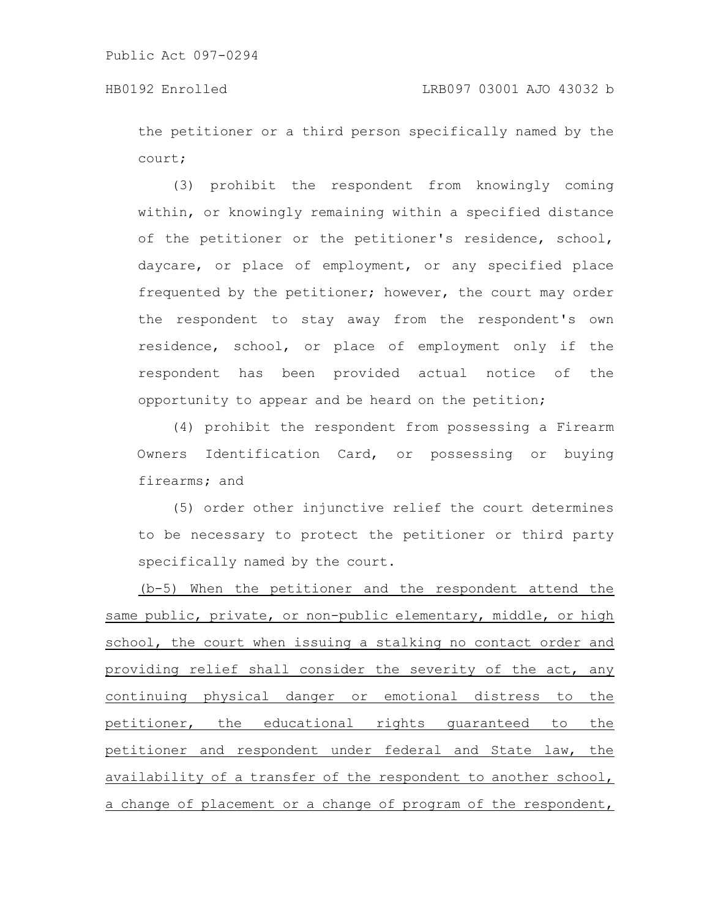the petitioner or a third person specifically named by the court;

(3) prohibit the respondent from knowingly coming within, or knowingly remaining within a specified distance of the petitioner or the petitioner's residence, school, daycare, or place of employment, or any specified place frequented by the petitioner; however, the court may order the respondent to stay away from the respondent's own residence, school, or place of employment only if the respondent has been provided actual notice of the opportunity to appear and be heard on the petition;

(4) prohibit the respondent from possessing a Firearm Owners Identification Card, or possessing or buying firearms; and

(5) order other injunctive relief the court determines to be necessary to protect the petitioner or third party specifically named by the court.

(b-5) When the petitioner and the respondent attend the same public, private, or non-public elementary, middle, or high school, the court when issuing a stalking no contact order and providing relief shall consider the severity of the act, any continuing physical danger or emotional distress to the petitioner, the educational rights guaranteed to the petitioner and respondent under federal and State law, the availability of a transfer of the respondent to another school, a change of placement or a change of program of the respondent,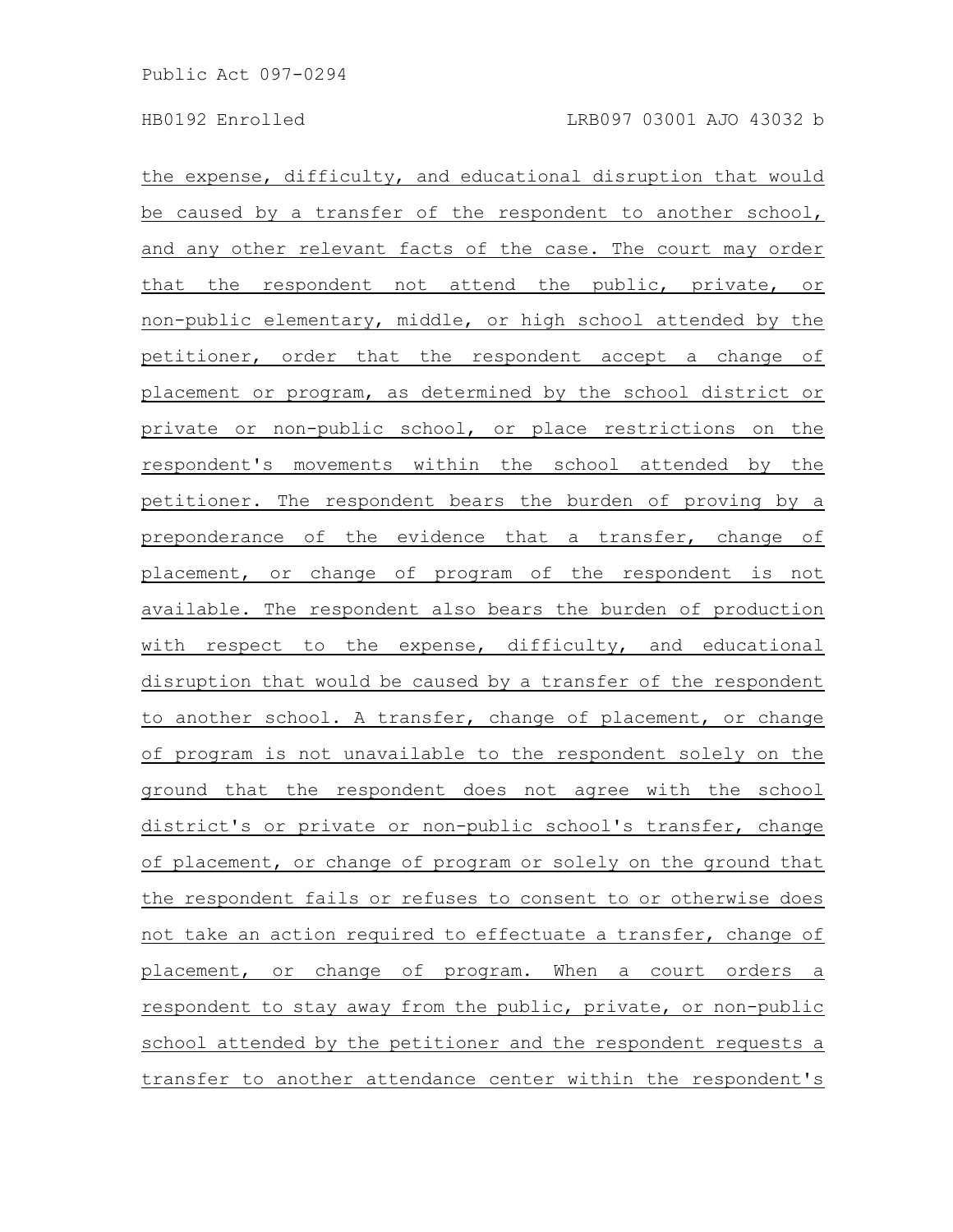the expense, difficulty, and educational disruption that would be caused by a transfer of the respondent to another school, and any other relevant facts of the case. The court may order that the respondent not attend the public, private, or non-public elementary, middle, or high school attended by the petitioner, order that the respondent accept a change of placement or program, as determined by the school district or private or non-public school, or place restrictions on the respondent's movements within the school attended by the petitioner. The respondent bears the burden of proving by a preponderance of the evidence that a transfer, change of placement, or change of program of the respondent is not available. The respondent also bears the burden of production with respect to the expense, difficulty, and educational disruption that would be caused by a transfer of the respondent to another school. A transfer, change of placement, or change of program is not unavailable to the respondent solely on the ground that the respondent does not agree with the school district's or private or non-public school's transfer, change of placement, or change of program or solely on the ground that the respondent fails or refuses to consent to or otherwise does not take an action required to effectuate a transfer, change of placement, or change of program. When a court orders a respondent to stay away from the public, private, or non-public school attended by the petitioner and the respondent requests a transfer to another attendance center within the respondent's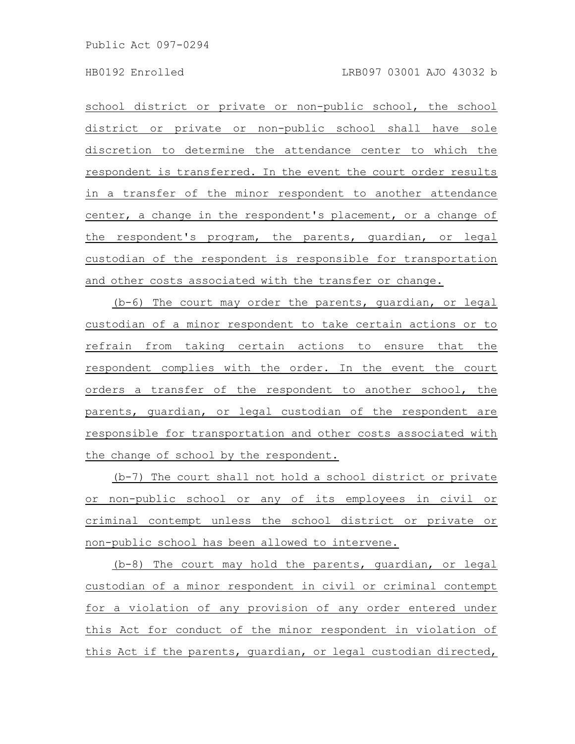school district or private or non-public school, the school district or private or non-public school shall have sole discretion to determine the attendance center to which the respondent is transferred. In the event the court order results in a transfer of the minor respondent to another attendance center, a change in the respondent's placement, or a change of the respondent's program, the parents, guardian, or legal custodian of the respondent is responsible for transportation and other costs associated with the transfer or change.

(b-6) The court may order the parents, guardian, or legal custodian of a minor respondent to take certain actions or to refrain from taking certain actions to ensure that the respondent complies with the order. In the event the court orders a transfer of the respondent to another school, the parents, guardian, or legal custodian of the respondent are responsible for transportation and other costs associated with the change of school by the respondent.

(b-7) The court shall not hold a school district or private or non-public school or any of its employees in civil or criminal contempt unless the school district or private or non-public school has been allowed to intervene.

(b-8) The court may hold the parents, guardian, or legal custodian of a minor respondent in civil or criminal contempt for a violation of any provision of any order entered under this Act for conduct of the minor respondent in violation of this Act if the parents, guardian, or legal custodian directed,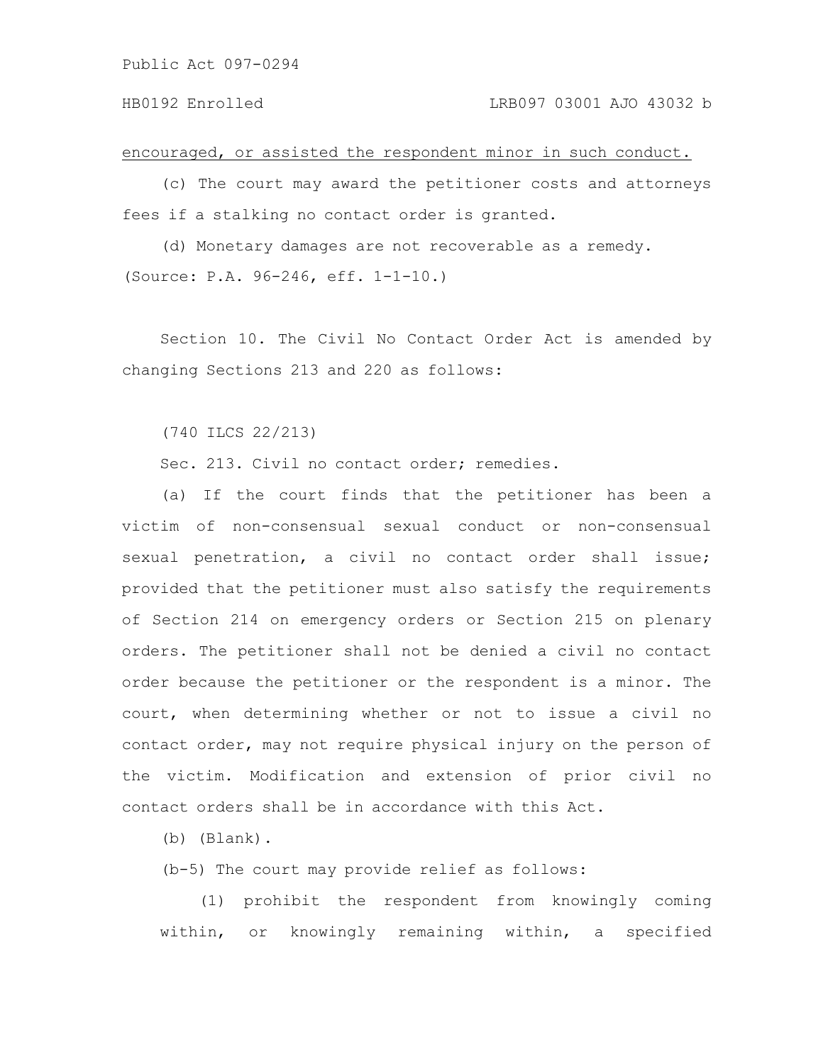encouraged, or assisted the respondent minor in such conduct.

(c) The court may award the petitioner costs and attorneys fees if a stalking no contact order is granted.

(d) Monetary damages are not recoverable as a remedy.

(Source: P.A. 96-246, eff. 1-1-10.)

Section 10. The Civil No Contact Order Act is amended by changing Sections 213 and 220 as follows:

(740 ILCS 22/213)

Sec. 213. Civil no contact order; remedies.

(a) If the court finds that the petitioner has been a victim of non-consensual sexual conduct or non-consensual sexual penetration, a civil no contact order shall issue; provided that the petitioner must also satisfy the requirements of Section 214 on emergency orders or Section 215 on plenary orders. The petitioner shall not be denied a civil no contact order because the petitioner or the respondent is a minor. The court, when determining whether or not to issue a civil no contact order, may not require physical injury on the person of the victim. Modification and extension of prior civil no contact orders shall be in accordance with this Act.

(b) (Blank).

(b-5) The court may provide relief as follows:

(1) prohibit the respondent from knowingly coming within, or knowingly remaining within, a specified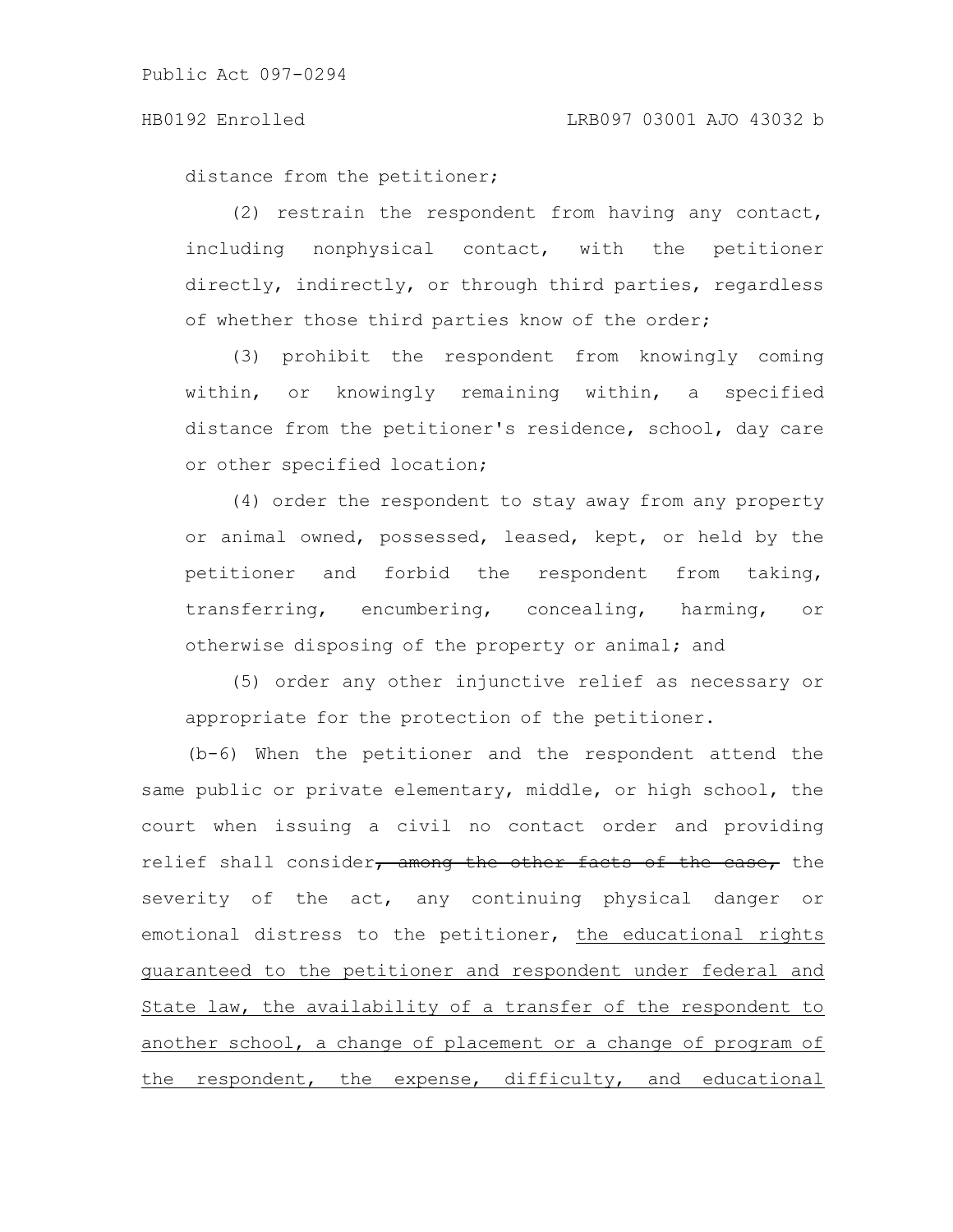distance from the petitioner;

(2) restrain the respondent from having any contact, including nonphysical contact, with the petitioner directly, indirectly, or through third parties, regardless of whether those third parties know of the order;

(3) prohibit the respondent from knowingly coming within, or knowingly remaining within, a specified distance from the petitioner's residence, school, day care or other specified location;

(4) order the respondent to stay away from any property or animal owned, possessed, leased, kept, or held by the petitioner and forbid the respondent from taking, transferring, encumbering, concealing, harming, or otherwise disposing of the property or animal; and

(5) order any other injunctive relief as necessary or appropriate for the protection of the petitioner.

(b-6) When the petitioner and the respondent attend the same public or private elementary, middle, or high school, the court when issuing a civil no contact order and providing relief shall consider~~, among the other facts of the case,~~ the severity of the act, any continuing physical danger or emotional distress to the petitioner, <u>the educational rights guaranteed to the petitioner and respondent under federal and State law, the availability of a transfer of the respondent to another school, a change of placement or a change of program of the respondent, the expense, difficulty, and educational</u>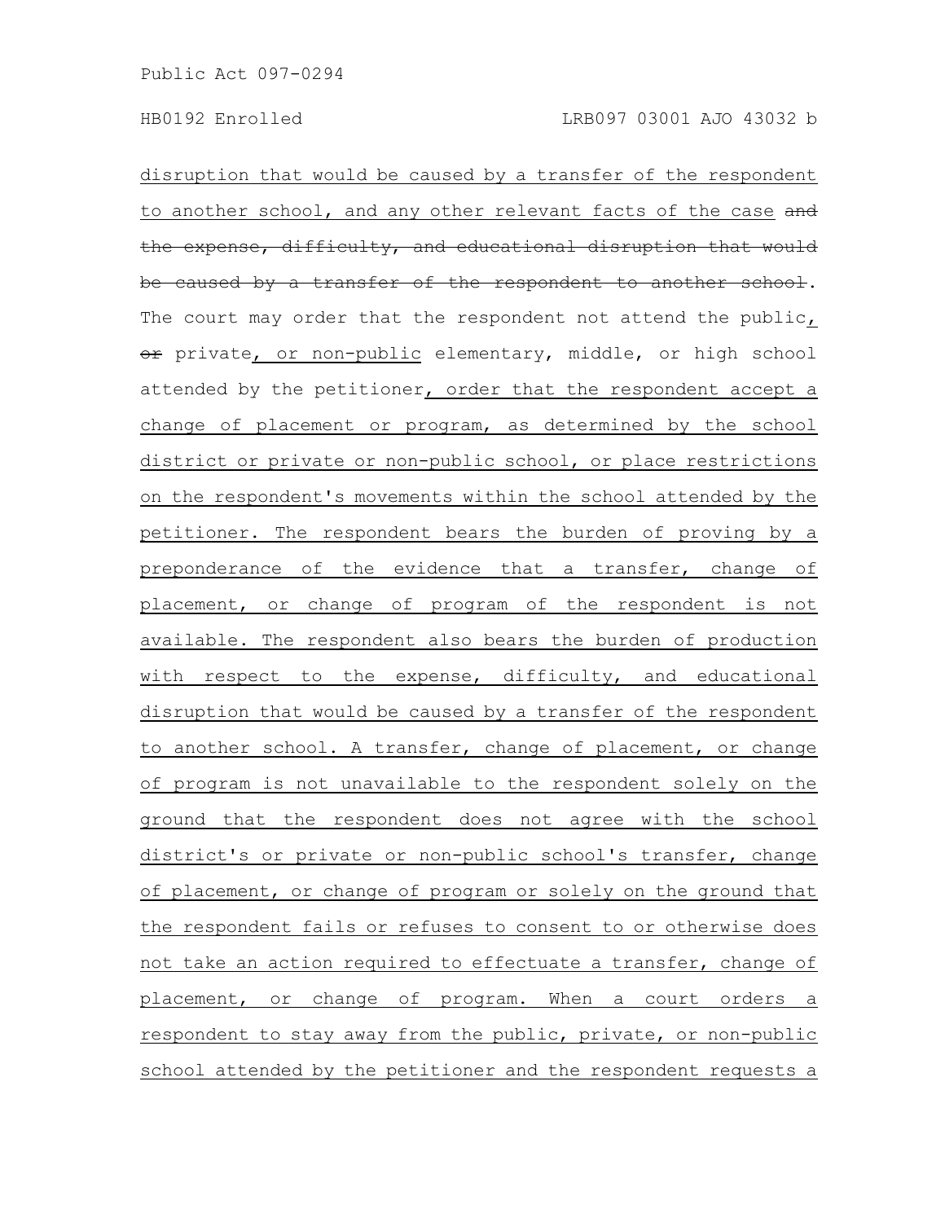disruption that would be caused by a transfer of the respondent to another school, and any other relevant facts of the case ~~and the expense, difficulty, and educational disruption that would be caused by a transfer of the respondent to another school~~. The court may order that the respondent not attend the public, ~~or~~ private, or non-public elementary, middle, or high school attended by the petitioner, order that the respondent accept a change of placement or program, as determined by the school district or private or non-public school, or place restrictions on the respondent's movements within the school attended by the petitioner. The respondent bears the burden of proving by a preponderance of the evidence that a transfer, change of placement, or change of program of the respondent is not available. The respondent also bears the burden of production with respect to the expense, difficulty, and educational disruption that would be caused by a transfer of the respondent to another school. A transfer, change of placement, or change of program is not unavailable to the respondent solely on the ground that the respondent does not agree with the school district's or private or non-public school's transfer, change of placement, or change of program or solely on the ground that the respondent fails or refuses to consent to or otherwise does not take an action required to effectuate a transfer, change of placement, or change of program. When a court orders a respondent to stay away from the public, private, or non-public school attended by the petitioner and the respondent requests a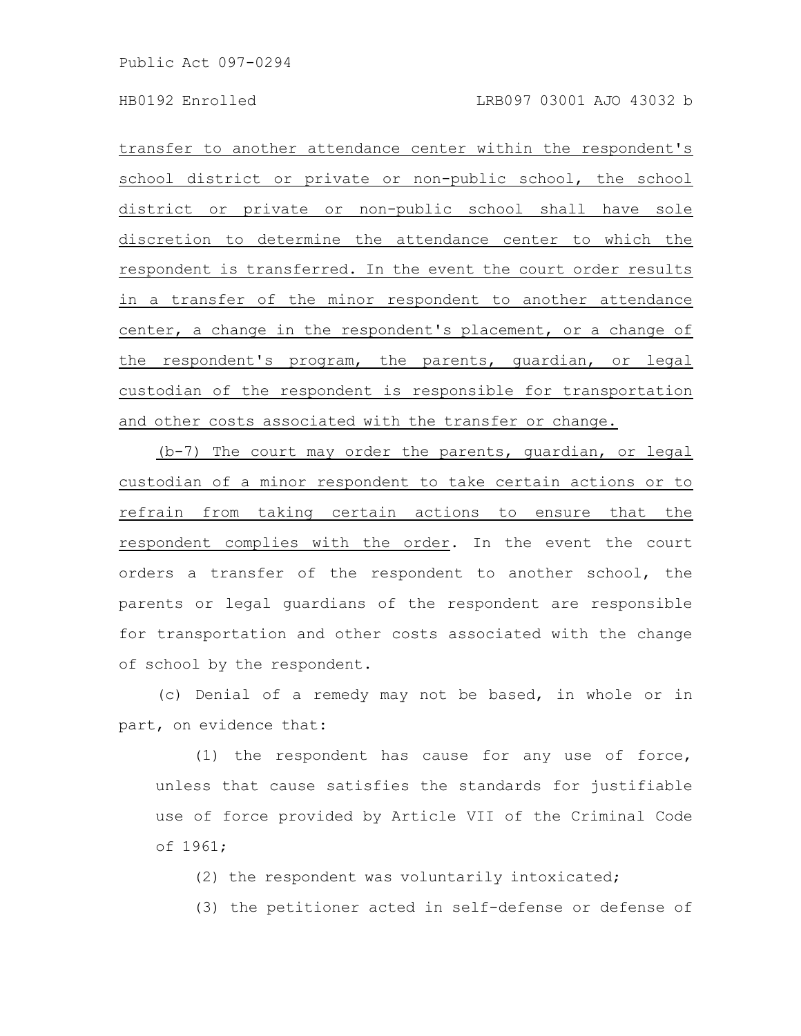transfer to another attendance center within the respondent's school district or private or non-public school, the school district or private or non-public school shall have sole discretion to determine the attendance center to which the respondent is transferred. In the event the court order results in a transfer of the minor respondent to another attendance center, a change in the respondent's placement, or a change of the respondent's program, the parents, guardian, or legal custodian of the respondent is responsible for transportation and other costs associated with the transfer or change.

(b-7) The court may order the parents, guardian, or legal custodian of a minor respondent to take certain actions or to refrain from taking certain actions to ensure that the respondent complies with the order. In the event the court orders a transfer of the respondent to another school, the parents or legal guardians of the respondent are responsible for transportation and other costs associated with the change of school by the respondent.

(c) Denial of a remedy may not be based, in whole or in part, on evidence that:

(1) the respondent has cause for any use of force, unless that cause satisfies the standards for justifiable use of force provided by Article VII of the Criminal Code of 1961;

(2) the respondent was voluntarily intoxicated;

(3) the petitioner acted in self-defense or defense of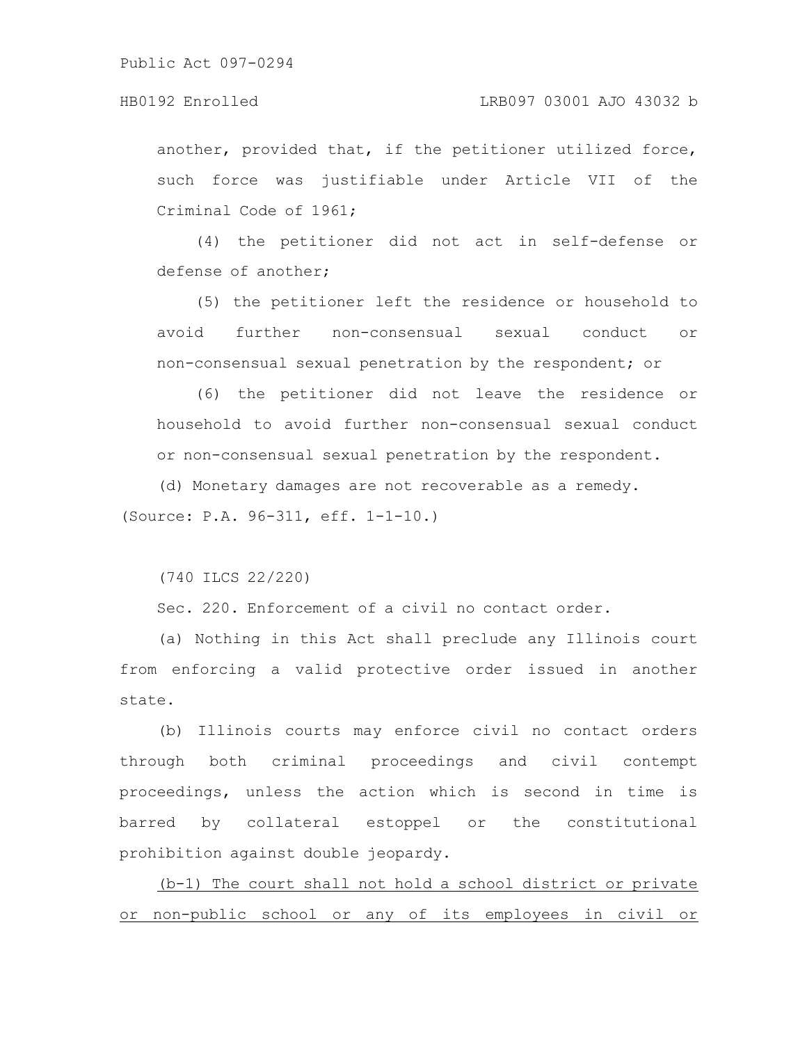another, provided that, if the petitioner utilized force, such force was justifiable under Article VII of the Criminal Code of 1961;

(4) the petitioner did not act in self-defense or defense of another;

(5) the petitioner left the residence or household to avoid further non-consensual sexual conduct or non-consensual sexual penetration by the respondent; or

(6) the petitioner did not leave the residence or household to avoid further non-consensual sexual conduct or non-consensual sexual penetration by the respondent.

(d) Monetary damages are not recoverable as a remedy.

(Source: P.A. 96-311, eff. 1-1-10.)

(740 ILCS 22/220)

Sec. 220. Enforcement of a civil no contact order.

(a) Nothing in this Act shall preclude any Illinois court from enforcing a valid protective order issued in another state.

(b) Illinois courts may enforce civil no contact orders through both criminal proceedings and civil contempt proceedings, unless the action which is second in time is barred by collateral estoppel or the constitutional prohibition against double jeopardy.

<u>(b-1) The court shall not hold a school district or private or non-public school or any of its employees in civil or</u>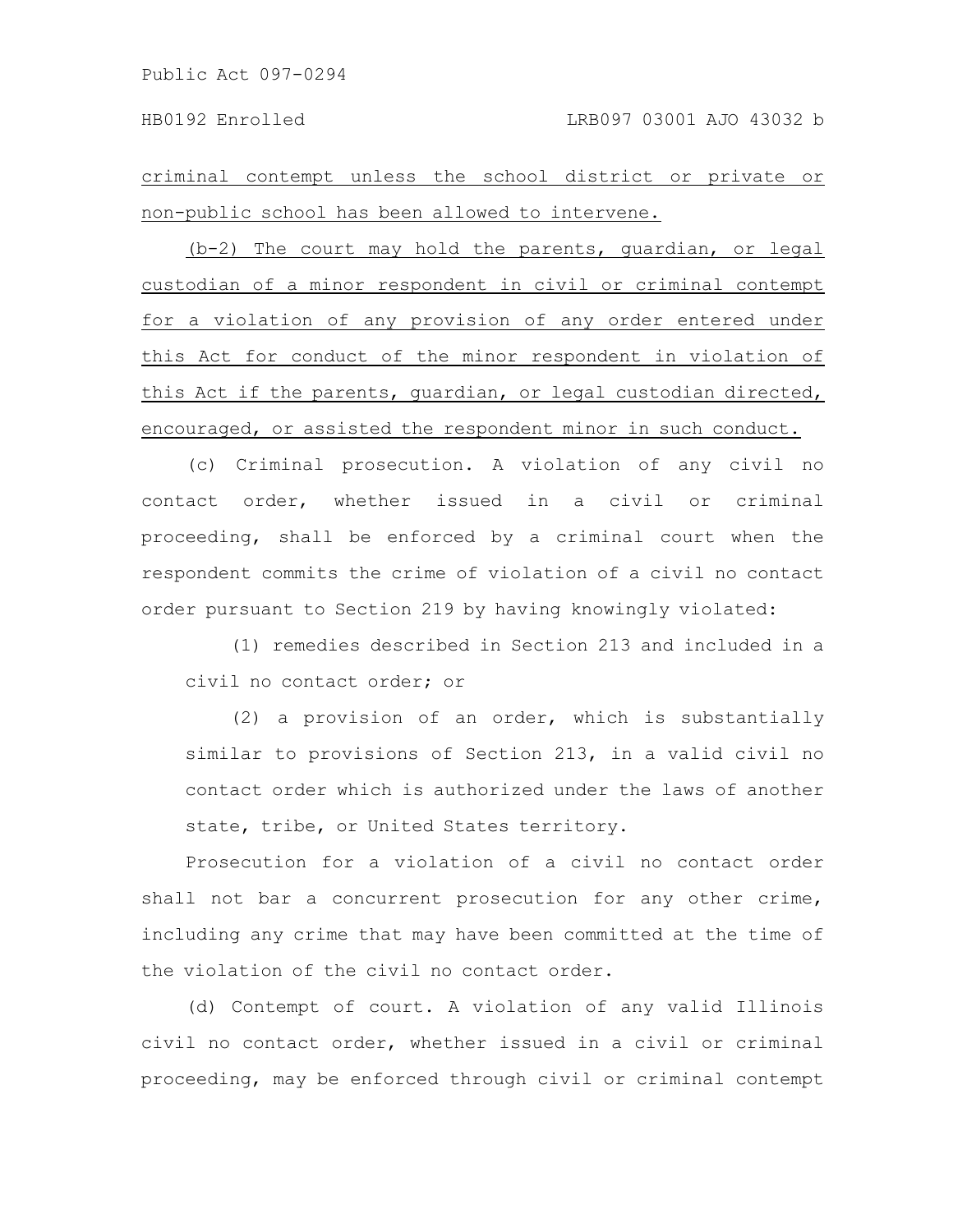criminal contempt unless the school district or private or non-public school has been allowed to intervene.

(b-2) The court may hold the parents, guardian, or legal custodian of a minor respondent in civil or criminal contempt for a violation of any provision of any order entered under this Act for conduct of the minor respondent in violation of this Act if the parents, guardian, or legal custodian directed, encouraged, or assisted the respondent minor in such conduct.

(c) Criminal prosecution. A violation of any civil no contact order, whether issued in a civil or criminal proceeding, shall be enforced by a criminal court when the respondent commits the crime of violation of a civil no contact order pursuant to Section 219 by having knowingly violated:

(1) remedies described in Section 213 and included in a civil no contact order; or

(2) a provision of an order, which is substantially similar to provisions of Section 213, in a valid civil no contact order which is authorized under the laws of another state, tribe, or United States territory.

Prosecution for a violation of a civil no contact order shall not bar a concurrent prosecution for any other crime, including any crime that may have been committed at the time of the violation of the civil no contact order.

(d) Contempt of court. A violation of any valid Illinois civil no contact order, whether issued in a civil or criminal proceeding, may be enforced through civil or criminal contempt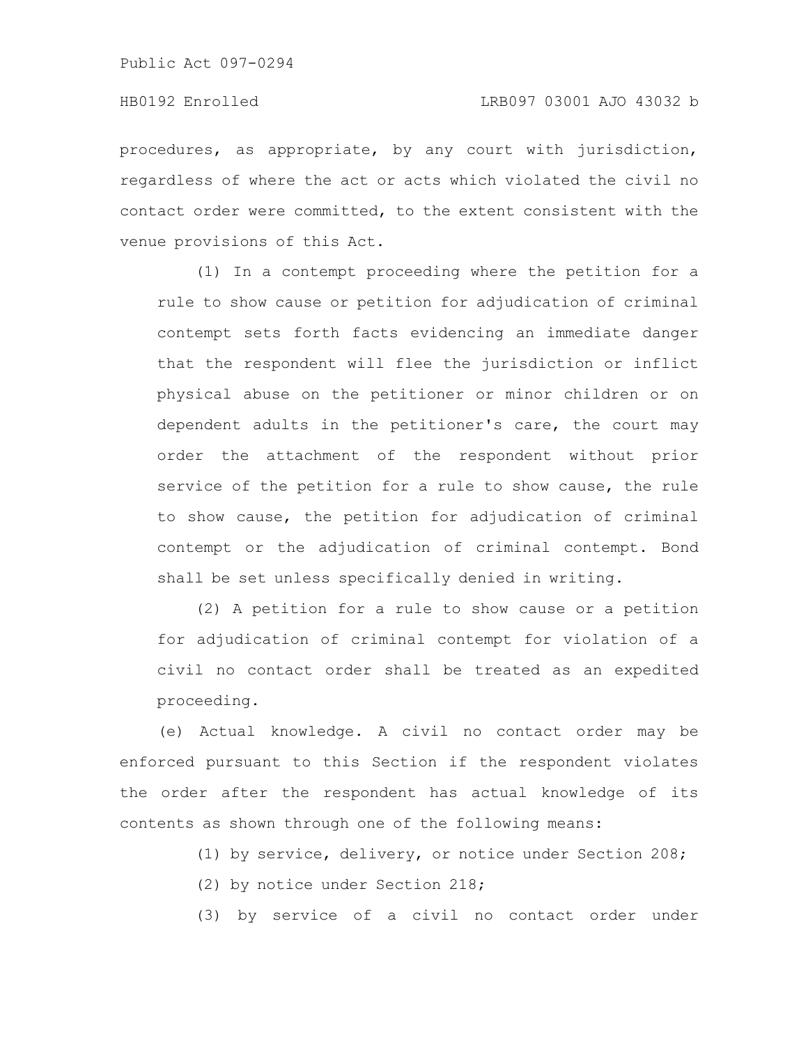procedures, as appropriate, by any court with jurisdiction, regardless of where the act or acts which violated the civil no contact order were committed, to the extent consistent with the venue provisions of this Act.

(1) In a contempt proceeding where the petition for a rule to show cause or petition for adjudication of criminal contempt sets forth facts evidencing an immediate danger that the respondent will flee the jurisdiction or inflict physical abuse on the petitioner or minor children or on dependent adults in the petitioner's care, the court may order the attachment of the respondent without prior service of the petition for a rule to show cause, the rule to show cause, the petition for adjudication of criminal contempt or the adjudication of criminal contempt. Bond shall be set unless specifically denied in writing.

(2) A petition for a rule to show cause or a petition for adjudication of criminal contempt for violation of a civil no contact order shall be treated as an expedited proceeding.

(e) Actual knowledge. A civil no contact order may be enforced pursuant to this Section if the respondent violates the order after the respondent has actual knowledge of its contents as shown through one of the following means:

(1) by service, delivery, or notice under Section 208;

(2) by notice under Section 218;

(3) by service of a civil no contact order under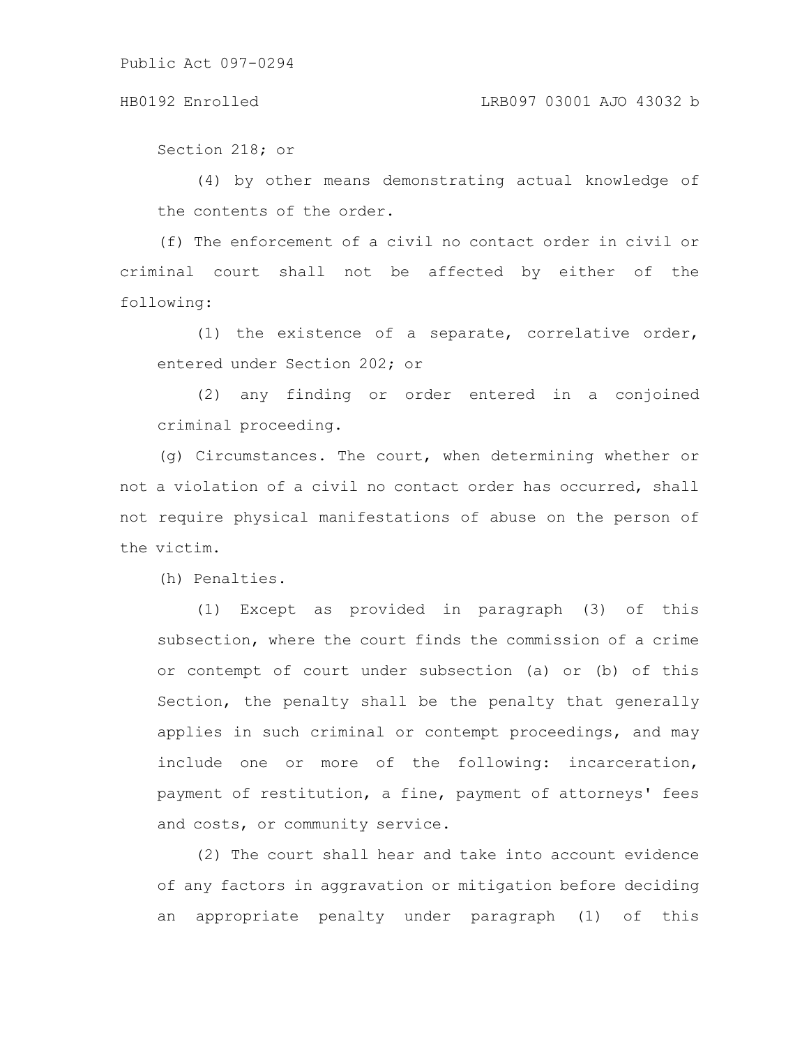Section 218; or

(4) by other means demonstrating actual knowledge of the contents of the order.

(f) The enforcement of a civil no contact order in civil or criminal court shall not be affected by either of the following:

(1) the existence of a separate, correlative order, entered under Section 202; or

(2) any finding or order entered in a conjoined criminal proceeding.

(g) Circumstances. The court, when determining whether or not a violation of a civil no contact order has occurred, shall not require physical manifestations of abuse on the person of the victim.

(h) Penalties.

(1) Except as provided in paragraph (3) of this subsection, where the court finds the commission of a crime or contempt of court under subsection (a) or (b) of this Section, the penalty shall be the penalty that generally applies in such criminal or contempt proceedings, and may include one or more of the following: incarceration, payment of restitution, a fine, payment of attorneys' fees and costs, or community service.

(2) The court shall hear and take into account evidence of any factors in aggravation or mitigation before deciding an appropriate penalty under paragraph (1) of this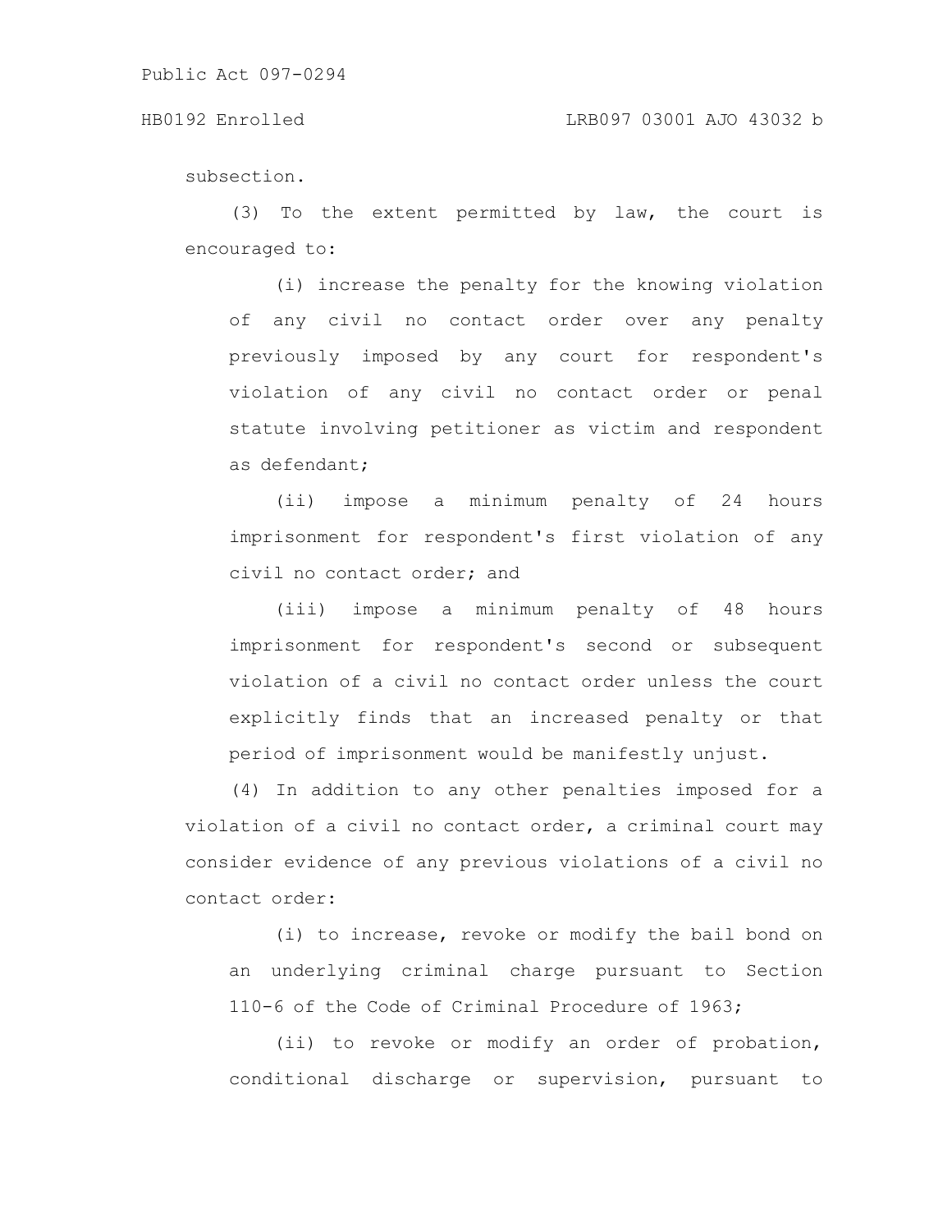subsection.

(3) To the extent permitted by law, the court is encouraged to:

(i) increase the penalty for the knowing violation of any civil no contact order over any penalty previously imposed by any court for respondent's violation of any civil no contact order or penal statute involving petitioner as victim and respondent as defendant;

(ii) impose a minimum penalty of 24 hours imprisonment for respondent's first violation of any civil no contact order; and

(iii) impose a minimum penalty of 48 hours imprisonment for respondent's second or subsequent violation of a civil no contact order unless the court explicitly finds that an increased penalty or that period of imprisonment would be manifestly unjust.

(4) In addition to any other penalties imposed for a violation of a civil no contact order, a criminal court may consider evidence of any previous violations of a civil no contact order:

(i) to increase, revoke or modify the bail bond on an underlying criminal charge pursuant to Section 110-6 of the Code of Criminal Procedure of 1963;

(ii) to revoke or modify an order of probation, conditional discharge or supervision, pursuant to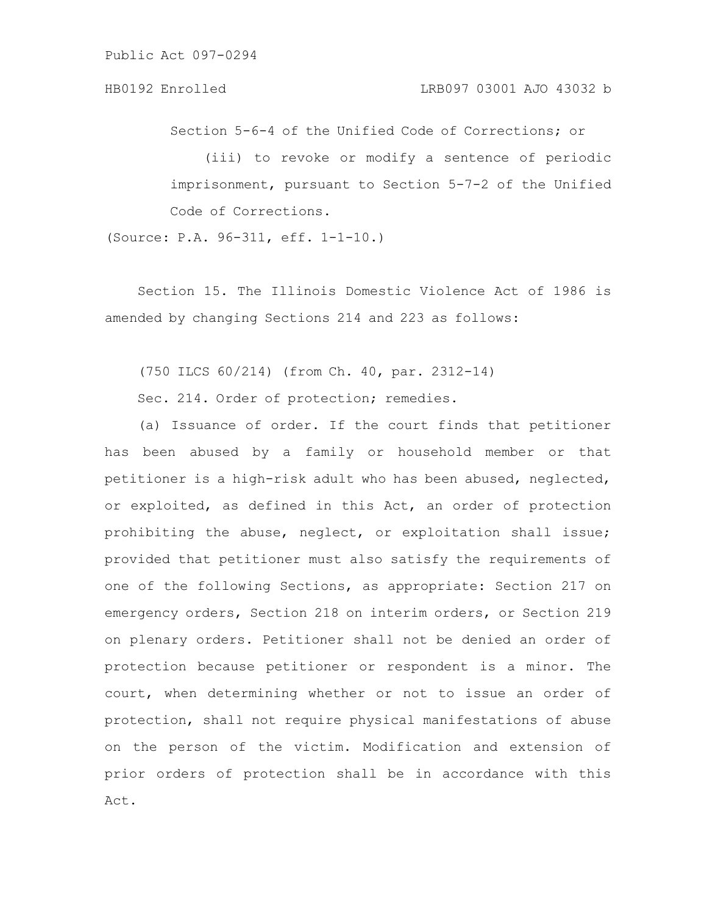Section 5-6-4 of the Unified Code of Corrections; or

(iii) to revoke or modify a sentence of periodic imprisonment, pursuant to Section 5-7-2 of the Unified Code of Corrections.

(Source: P.A. 96-311, eff. 1-1-10.)

Section 15. The Illinois Domestic Violence Act of 1986 is amended by changing Sections 214 and 223 as follows:

(750 ILCS 60/214) (from Ch. 40, par. 2312-14)

Sec. 214. Order of protection; remedies.

(a) Issuance of order. If the court finds that petitioner has been abused by a family or household member or that petitioner is a high-risk adult who has been abused, neglected, or exploited, as defined in this Act, an order of protection prohibiting the abuse, neglect, or exploitation shall issue; provided that petitioner must also satisfy the requirements of one of the following Sections, as appropriate: Section 217 on emergency orders, Section 218 on interim orders, or Section 219 on plenary orders. Petitioner shall not be denied an order of protection because petitioner or respondent is a minor. The court, when determining whether or not to issue an order of protection, shall not require physical manifestations of abuse on the person of the victim. Modification and extension of prior orders of protection shall be in accordance with this Act.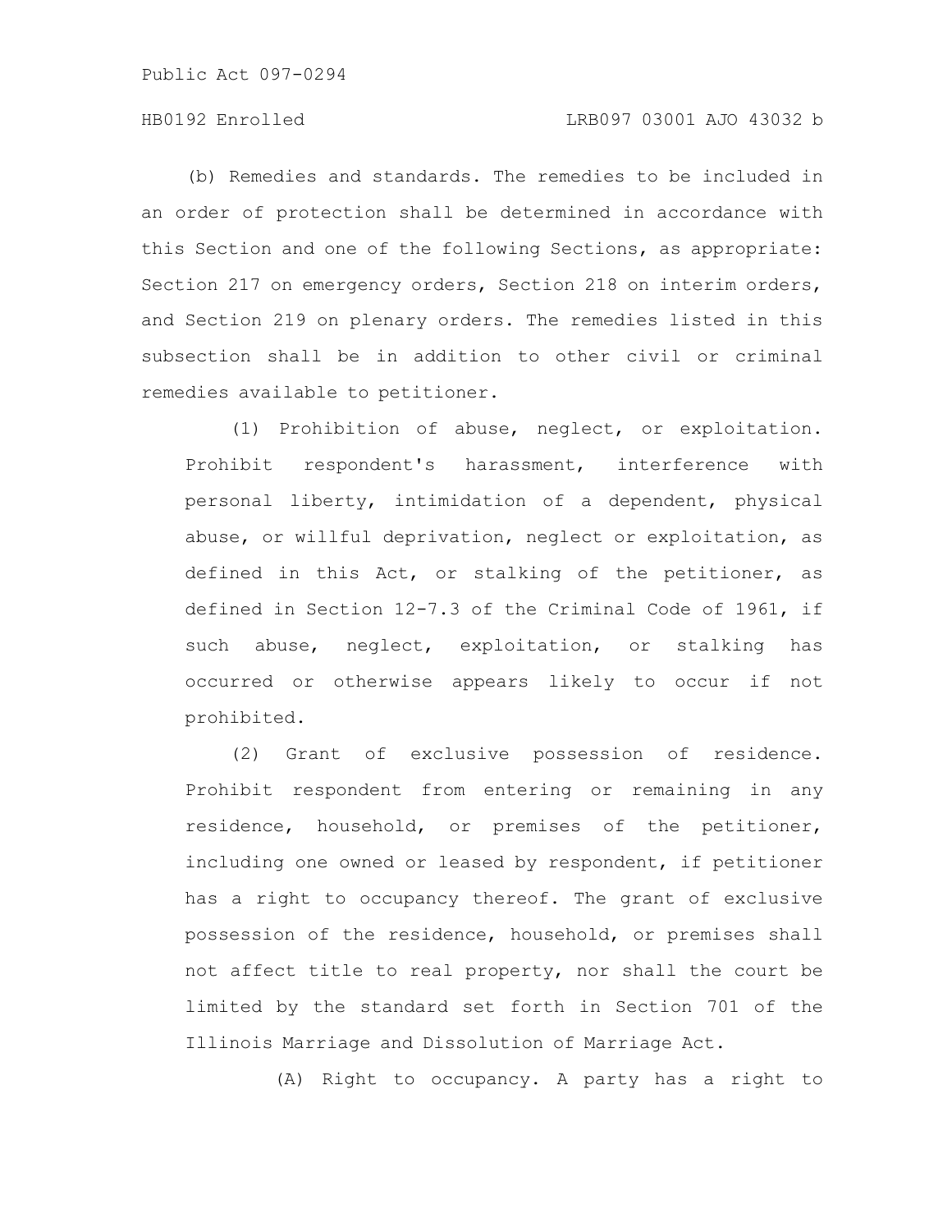(b) Remedies and standards. The remedies to be included in an order of protection shall be determined in accordance with this Section and one of the following Sections, as appropriate: Section 217 on emergency orders, Section 218 on interim orders, and Section 219 on plenary orders. The remedies listed in this subsection shall be in addition to other civil or criminal remedies available to petitioner.

(1) Prohibition of abuse, neglect, or exploitation. Prohibit respondent's harassment, interference with personal liberty, intimidation of a dependent, physical abuse, or willful deprivation, neglect or exploitation, as defined in this Act, or stalking of the petitioner, as defined in Section 12-7.3 of the Criminal Code of 1961, if such abuse, neglect, exploitation, or stalking has occurred or otherwise appears likely to occur if not prohibited.

(2) Grant of exclusive possession of residence. Prohibit respondent from entering or remaining in any residence, household, or premises of the petitioner, including one owned or leased by respondent, if petitioner has a right to occupancy thereof. The grant of exclusive possession of the residence, household, or premises shall not affect title to real property, nor shall the court be limited by the standard set forth in Section 701 of the Illinois Marriage and Dissolution of Marriage Act.

(A) Right to occupancy. A party has a right to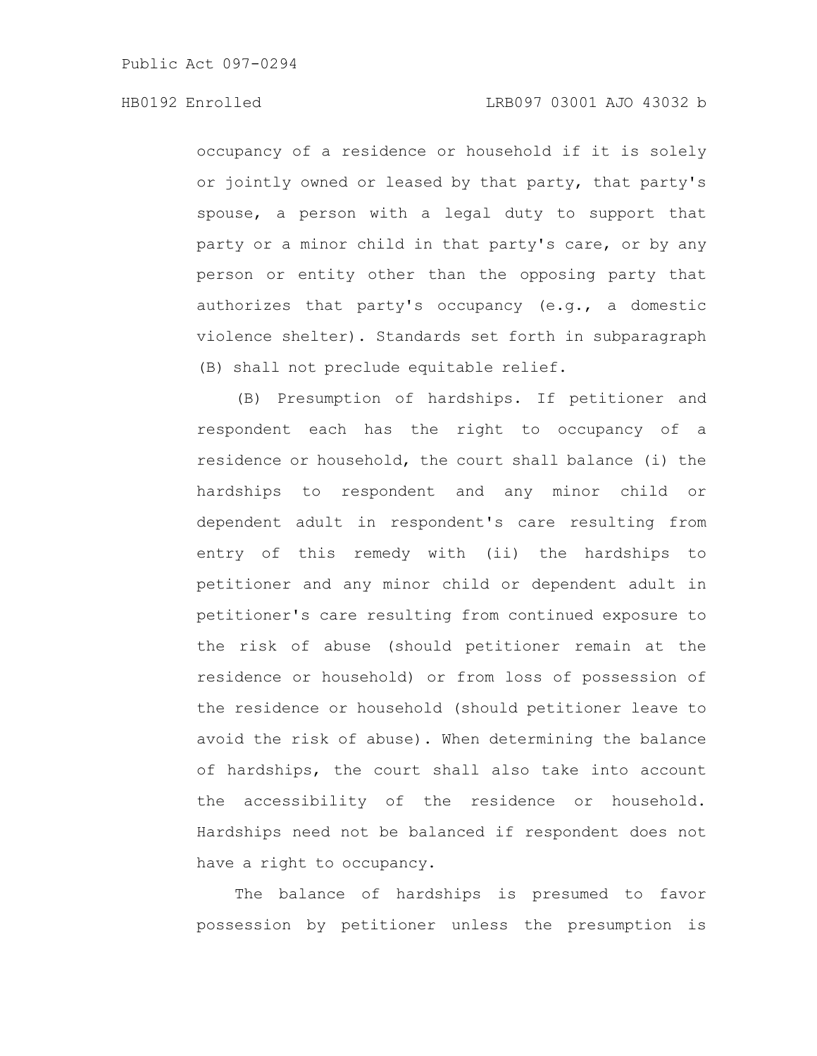occupancy of a residence or household if it is solely or jointly owned or leased by that party, that party's spouse, a person with a legal duty to support that party or a minor child in that party's care, or by any person or entity other than the opposing party that authorizes that party's occupancy (e.g., a domestic violence shelter). Standards set forth in subparagraph (B) shall not preclude equitable relief.

(B) Presumption of hardships. If petitioner and respondent each has the right to occupancy of a residence or household, the court shall balance (i) the hardships to respondent and any minor child or dependent adult in respondent's care resulting from entry of this remedy with (ii) the hardships to petitioner and any minor child or dependent adult in petitioner's care resulting from continued exposure to the risk of abuse (should petitioner remain at the residence or household) or from loss of possession of the residence or household (should petitioner leave to avoid the risk of abuse). When determining the balance of hardships, the court shall also take into account the accessibility of the residence or household. Hardships need not be balanced if respondent does not have a right to occupancy.

The balance of hardships is presumed to favor possession by petitioner unless the presumption is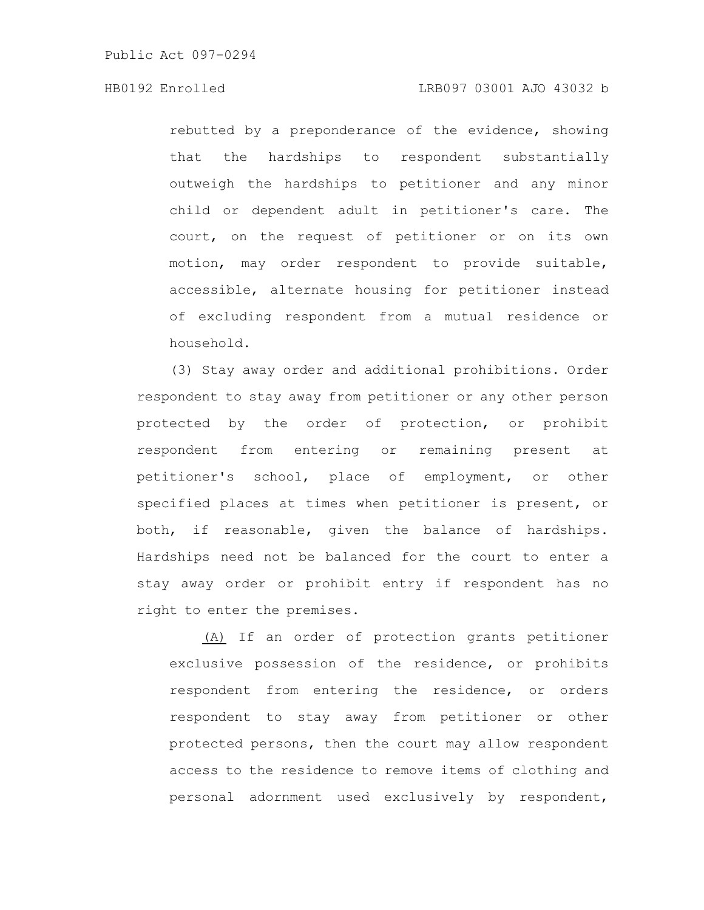rebutted by a preponderance of the evidence, showing that the hardships to respondent substantially outweigh the hardships to petitioner and any minor child or dependent adult in petitioner's care. The court, on the request of petitioner or on its own motion, may order respondent to provide suitable, accessible, alternate housing for petitioner instead of excluding respondent from a mutual residence or household.

(3) Stay away order and additional prohibitions. Order respondent to stay away from petitioner or any other person protected by the order of protection, or prohibit respondent from entering or remaining present at petitioner's school, place of employment, or other specified places at times when petitioner is present, or both, if reasonable, given the balance of hardships. Hardships need not be balanced for the court to enter a stay away order or prohibit entry if respondent has no right to enter the premises.

(A) If an order of protection grants petitioner exclusive possession of the residence, or prohibits respondent from entering the residence, or orders respondent to stay away from petitioner or other protected persons, then the court may allow respondent access to the residence to remove items of clothing and personal adornment used exclusively by respondent,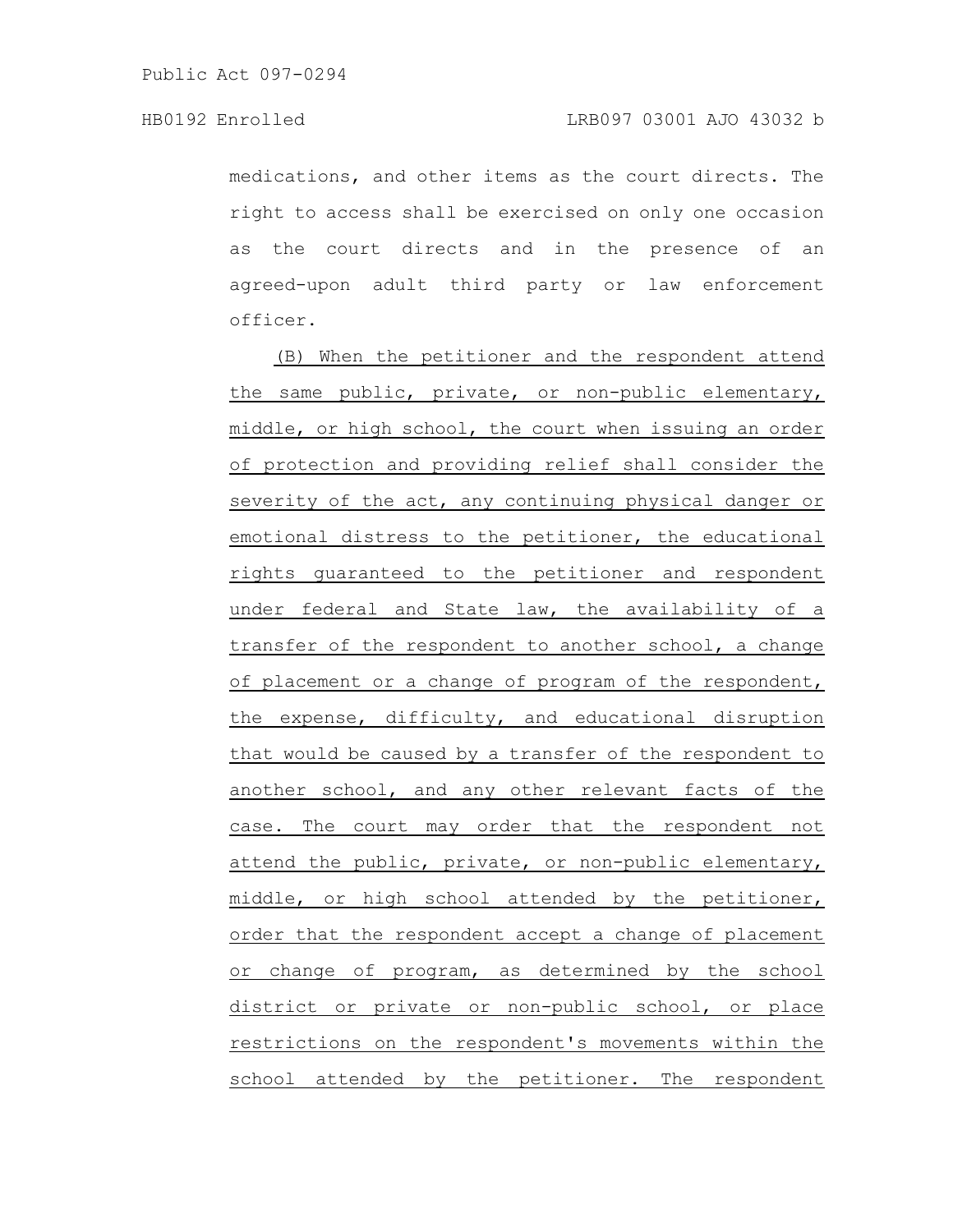medications, and other items as the court directs. The right to access shall be exercised on only one occasion as the court directs and in the presence of an agreed-upon adult third party or law enforcement officer.

(B) When the petitioner and the respondent attend the same public, private, or non-public elementary, middle, or high school, the court when issuing an order of protection and providing relief shall consider the severity of the act, any continuing physical danger or emotional distress to the petitioner, the educational rights guaranteed to the petitioner and respondent under federal and State law, the availability of a transfer of the respondent to another school, a change of placement or a change of program of the respondent, the expense, difficulty, and educational disruption that would be caused by a transfer of the respondent to another school, and any other relevant facts of the case. The court may order that the respondent not attend the public, private, or non-public elementary, middle, or high school attended by the petitioner, order that the respondent accept a change of placement or change of program, as determined by the school district or private or non-public school, or place restrictions on the respondent's movements within the school attended by the petitioner. The respondent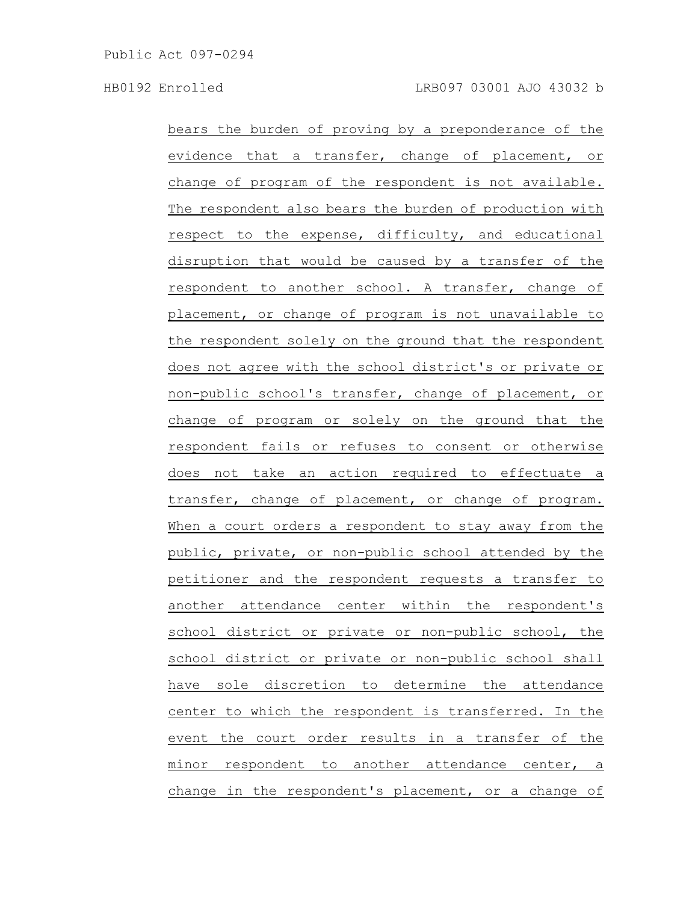bears the burden of proving by a preponderance of the evidence that a transfer, change of placement, or change of program of the respondent is not available. The respondent also bears the burden of production with respect to the expense, difficulty, and educational disruption that would be caused by a transfer of the respondent to another school. A transfer, change of placement, or change of program is not unavailable to the respondent solely on the ground that the respondent does not agree with the school district's or private or non-public school's transfer, change of placement, or change of program or solely on the ground that the respondent fails or refuses to consent or otherwise does not take an action required to effectuate a transfer, change of placement, or change of program. When a court orders a respondent to stay away from the public, private, or non-public school attended by the petitioner and the respondent requests a transfer to another attendance center within the respondent's school district or private or non-public school, the school district or private or non-public school shall have sole discretion to determine the attendance center to which the respondent is transferred. In the event the court order results in a transfer of the minor respondent to another attendance center, a change in the respondent's placement, or a change of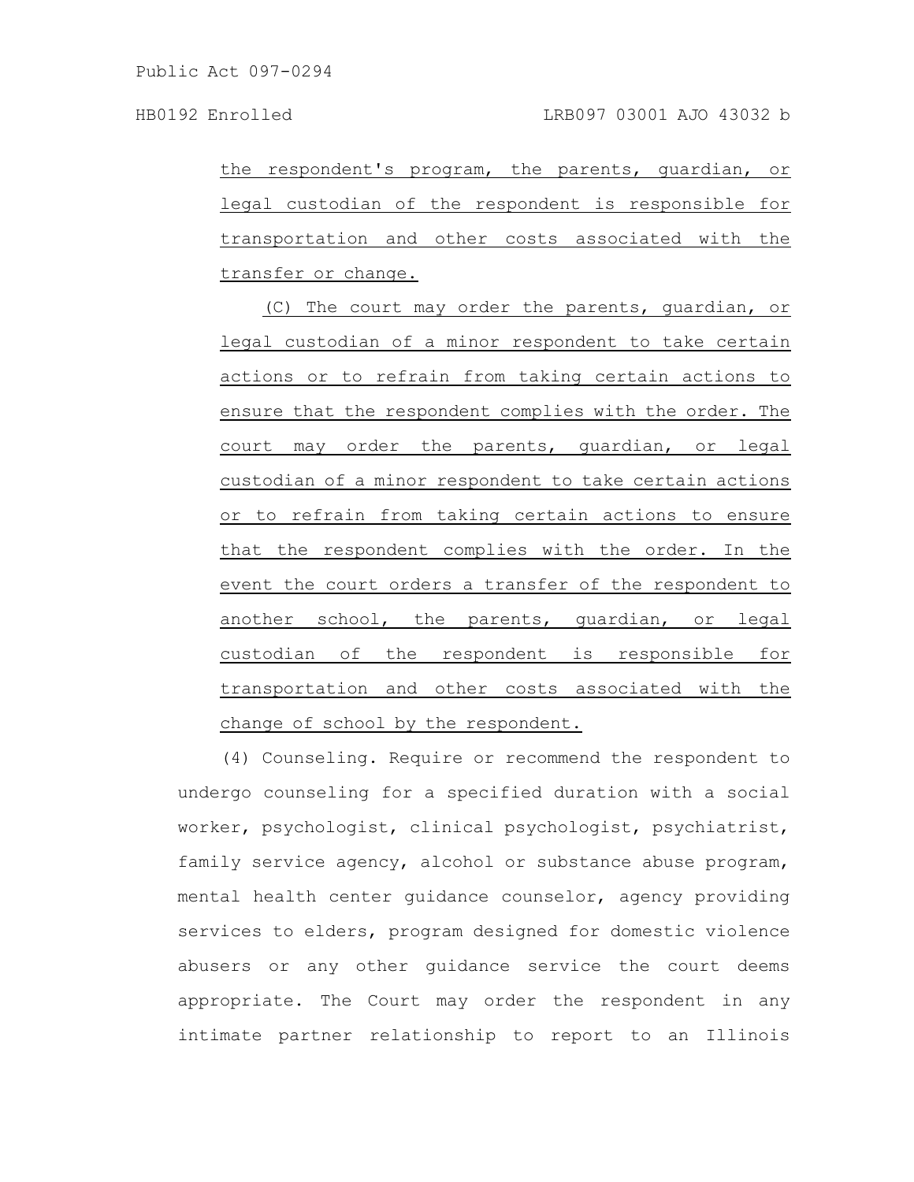the respondent's program, the parents, guardian, or legal custodian of the respondent is responsible for transportation and other costs associated with the transfer or change.

(C) The court may order the parents, guardian, or legal custodian of a minor respondent to take certain actions or to refrain from taking certain actions to ensure that the respondent complies with the order. The court may order the parents, guardian, or legal custodian of a minor respondent to take certain actions or to refrain from taking certain actions to ensure that the respondent complies with the order. In the event the court orders a transfer of the respondent to another school, the parents, guardian, or legal custodian of the respondent is responsible for transportation and other costs associated with the change of school by the respondent.

(4) Counseling. Require or recommend the respondent to undergo counseling for a specified duration with a social worker, psychologist, clinical psychologist, psychiatrist, family service agency, alcohol or substance abuse program, mental health center guidance counselor, agency providing services to elders, program designed for domestic violence abusers or any other guidance service the court deems appropriate. The Court may order the respondent in any intimate partner relationship to report to an Illinois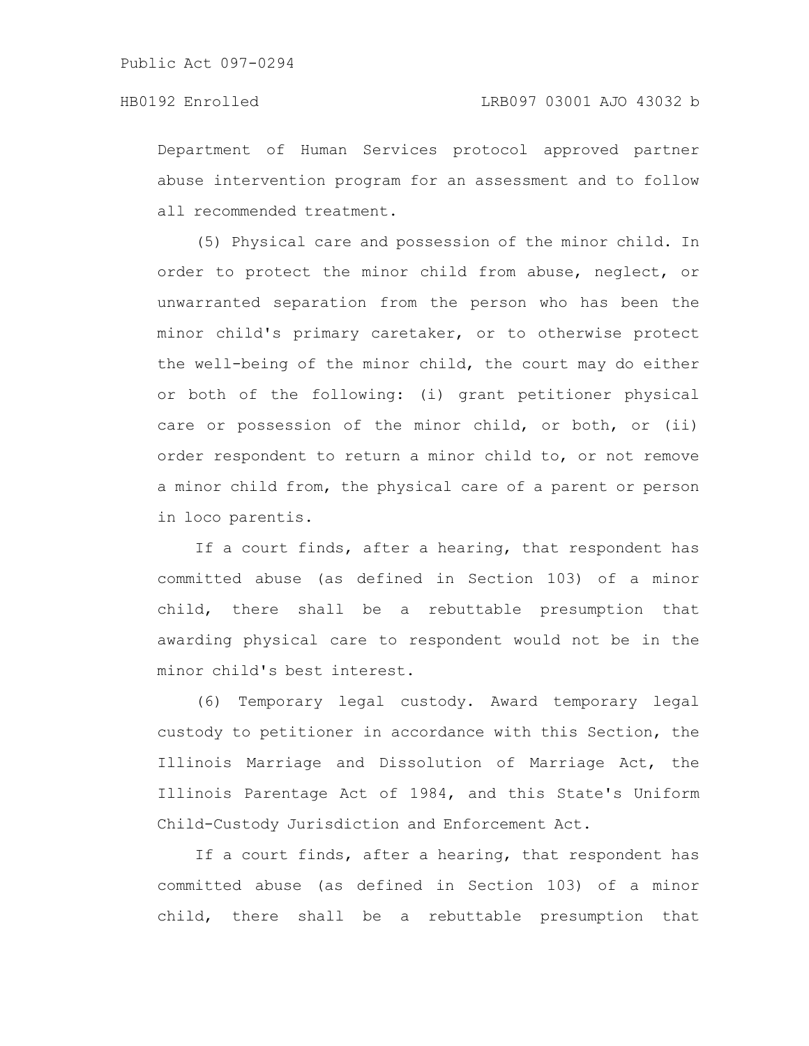Department of Human Services protocol approved partner abuse intervention program for an assessment and to follow all recommended treatment.

(5) Physical care and possession of the minor child. In order to protect the minor child from abuse, neglect, or unwarranted separation from the person who has been the minor child's primary caretaker, or to otherwise protect the well-being of the minor child, the court may do either or both of the following: (i) grant petitioner physical care or possession of the minor child, or both, or (ii) order respondent to return a minor child to, or not remove a minor child from, the physical care of a parent or person in loco parentis.

If a court finds, after a hearing, that respondent has committed abuse (as defined in Section 103) of a minor child, there shall be a rebuttable presumption that awarding physical care to respondent would not be in the minor child's best interest.

(6) Temporary legal custody. Award temporary legal custody to petitioner in accordance with this Section, the Illinois Marriage and Dissolution of Marriage Act, the Illinois Parentage Act of 1984, and this State's Uniform Child-Custody Jurisdiction and Enforcement Act.

If a court finds, after a hearing, that respondent has committed abuse (as defined in Section 103) of a minor child, there shall be a rebuttable presumption that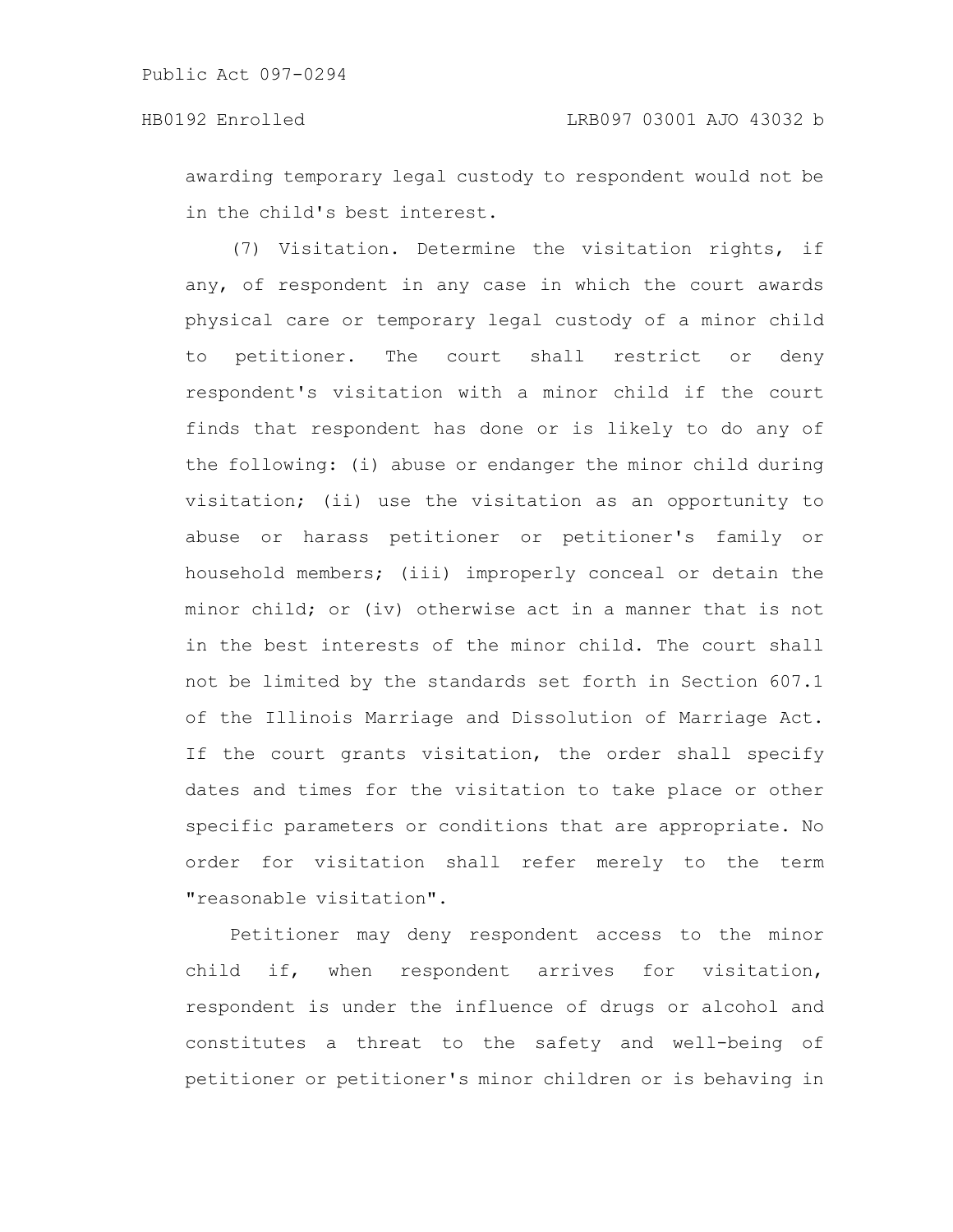awarding temporary legal custody to respondent would not be in the child's best interest.

(7) Visitation. Determine the visitation rights, if any, of respondent in any case in which the court awards physical care or temporary legal custody of a minor child to petitioner. The court shall restrict or deny respondent's visitation with a minor child if the court finds that respondent has done or is likely to do any of the following: (i) abuse or endanger the minor child during visitation; (ii) use the visitation as an opportunity to abuse or harass petitioner or petitioner's family or household members; (iii) improperly conceal or detain the minor child; or (iv) otherwise act in a manner that is not in the best interests of the minor child. The court shall not be limited by the standards set forth in Section 607.1 of the Illinois Marriage and Dissolution of Marriage Act. If the court grants visitation, the order shall specify dates and times for the visitation to take place or other specific parameters or conditions that are appropriate. No order for visitation shall refer merely to the term "reasonable visitation".

Petitioner may deny respondent access to the minor child if, when respondent arrives for visitation, respondent is under the influence of drugs or alcohol and constitutes a threat to the safety and well-being of petitioner or petitioner's minor children or is behaving in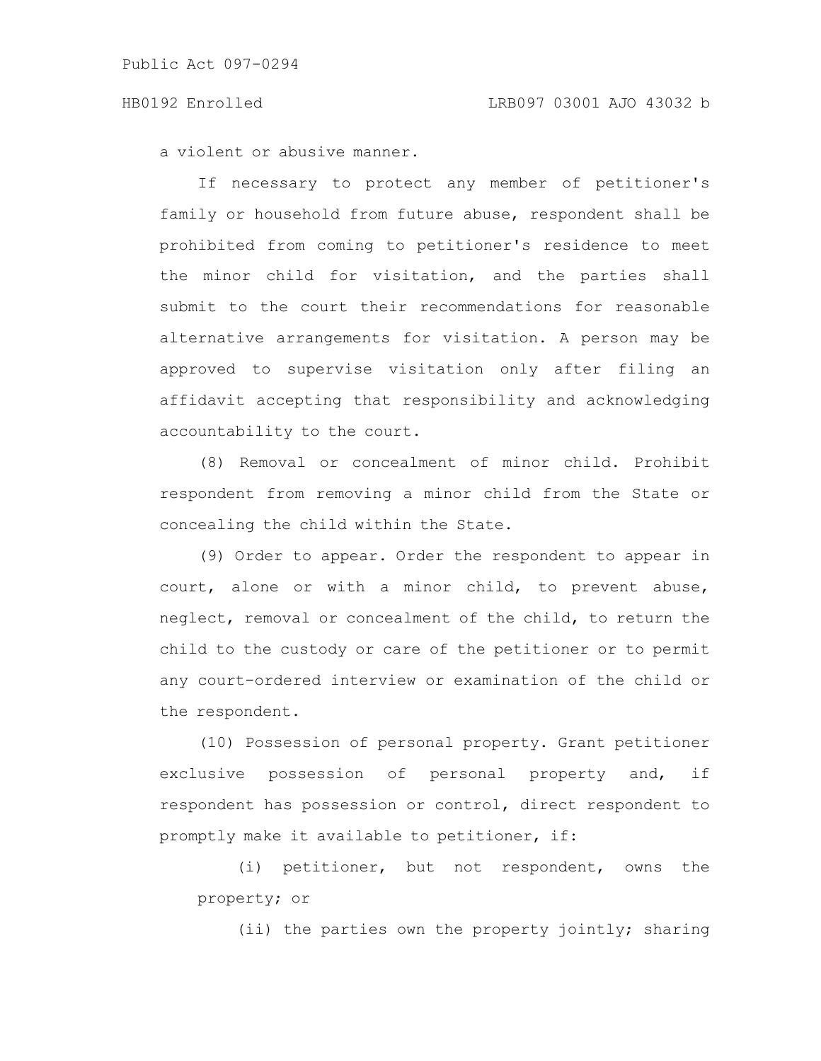a violent or abusive manner.

If necessary to protect any member of petitioner's family or household from future abuse, respondent shall be prohibited from coming to petitioner's residence to meet the minor child for visitation, and the parties shall submit to the court their recommendations for reasonable alternative arrangements for visitation. A person may be approved to supervise visitation only after filing an affidavit accepting that responsibility and acknowledging accountability to the court.

(8) Removal or concealment of minor child. Prohibit respondent from removing a minor child from the State or concealing the child within the State.

(9) Order to appear. Order the respondent to appear in court, alone or with a minor child, to prevent abuse, neglect, removal or concealment of the child, to return the child to the custody or care of the petitioner or to permit any court-ordered interview or examination of the child or the respondent.

(10) Possession of personal property. Grant petitioner exclusive possession of personal property and, if respondent has possession or control, direct respondent to promptly make it available to petitioner, if:

(i) petitioner, but not respondent, owns the property; or

(ii) the parties own the property jointly; sharing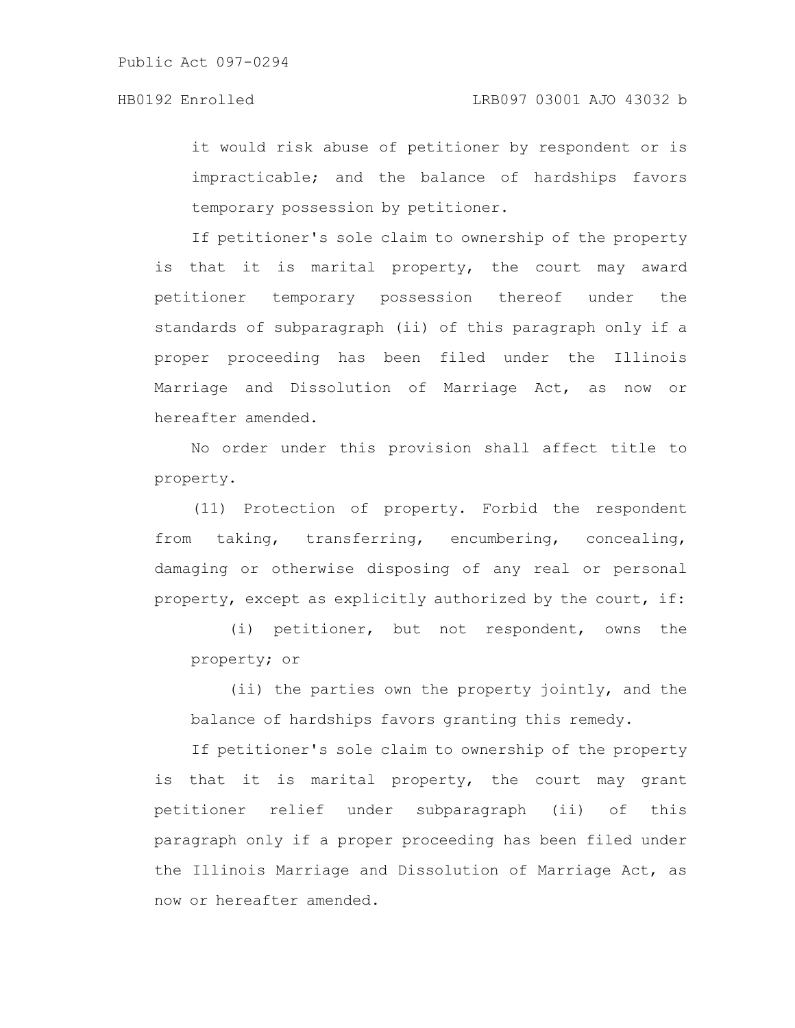it would risk abuse of petitioner by respondent or is impracticable; and the balance of hardships favors temporary possession by petitioner.

If petitioner's sole claim to ownership of the property is that it is marital property, the court may award petitioner temporary possession thereof under the standards of subparagraph (ii) of this paragraph only if a proper proceeding has been filed under the Illinois Marriage and Dissolution of Marriage Act, as now or hereafter amended.

No order under this provision shall affect title to property.

(11) Protection of property. Forbid the respondent from taking, transferring, encumbering, concealing, damaging or otherwise disposing of any real or personal property, except as explicitly authorized by the court, if:

(i) petitioner, but not respondent, owns the property; or

(ii) the parties own the property jointly, and the balance of hardships favors granting this remedy.

If petitioner's sole claim to ownership of the property is that it is marital property, the court may grant petitioner relief under subparagraph (ii) of this paragraph only if a proper proceeding has been filed under the Illinois Marriage and Dissolution of Marriage Act, as now or hereafter amended.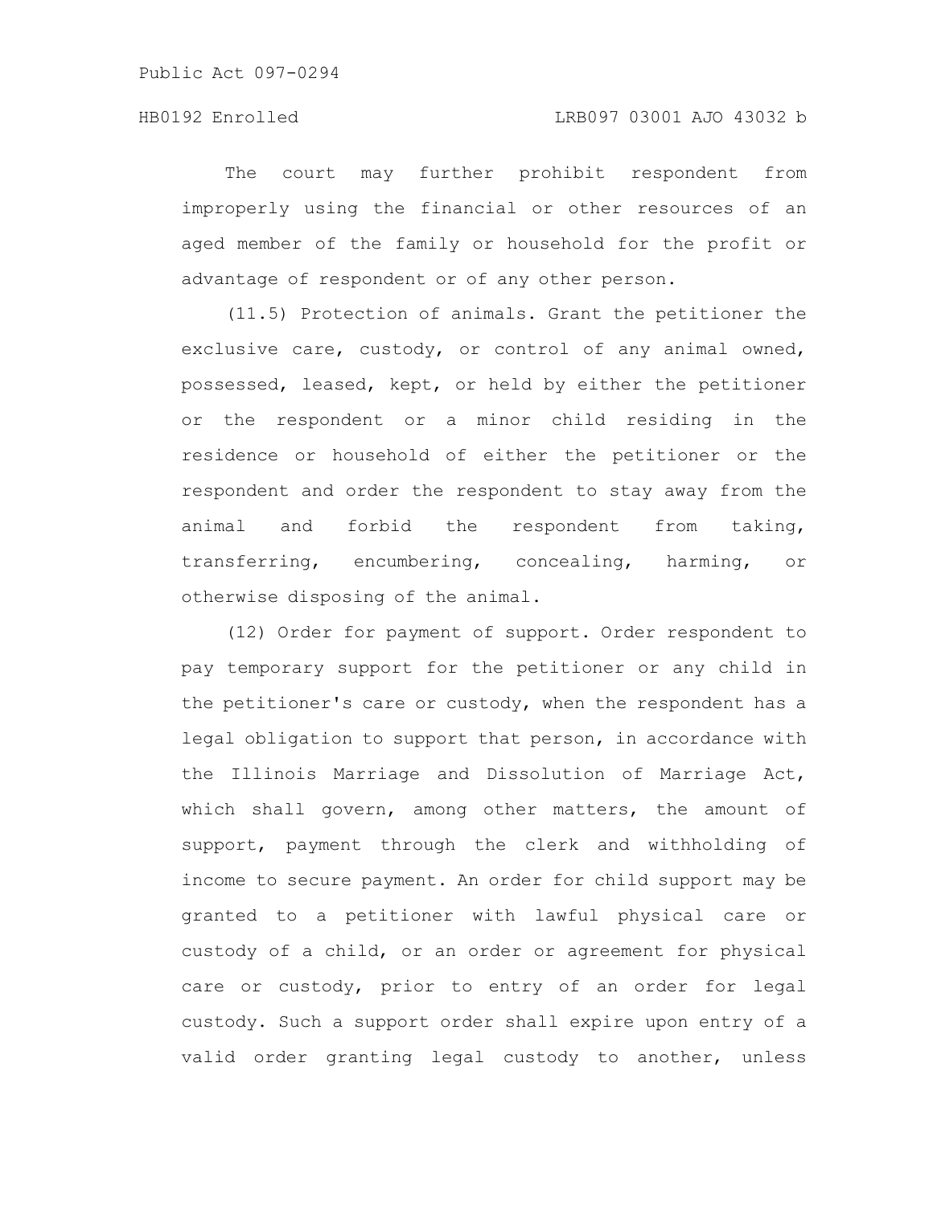The court may further prohibit respondent from improperly using the financial or other resources of an aged member of the family or household for the profit or advantage of respondent or of any other person.

(11.5) Protection of animals. Grant the petitioner the exclusive care, custody, or control of any animal owned, possessed, leased, kept, or held by either the petitioner or the respondent or a minor child residing in the residence or household of either the petitioner or the respondent and order the respondent to stay away from the animal and forbid the respondent from taking, transferring, encumbering, concealing, harming, or otherwise disposing of the animal.

(12) Order for payment of support. Order respondent to pay temporary support for the petitioner or any child in the petitioner's care or custody, when the respondent has a legal obligation to support that person, in accordance with the Illinois Marriage and Dissolution of Marriage Act, which shall govern, among other matters, the amount of support, payment through the clerk and withholding of income to secure payment. An order for child support may be granted to a petitioner with lawful physical care or custody of a child, or an order or agreement for physical care or custody, prior to entry of an order for legal custody. Such a support order shall expire upon entry of a valid order granting legal custody to another, unless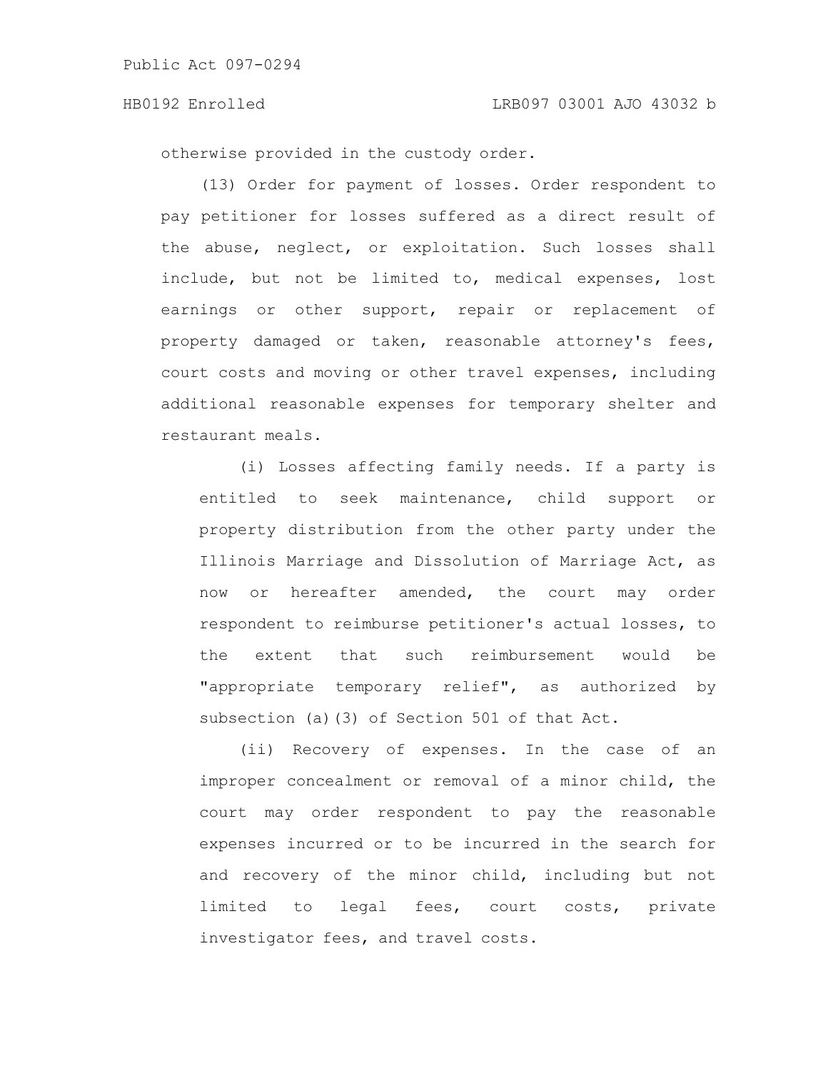otherwise provided in the custody order.

(13) Order for payment of losses. Order respondent to pay petitioner for losses suffered as a direct result of the abuse, neglect, or exploitation. Such losses shall include, but not be limited to, medical expenses, lost earnings or other support, repair or replacement of property damaged or taken, reasonable attorney's fees, court costs and moving or other travel expenses, including additional reasonable expenses for temporary shelter and restaurant meals.

(i) Losses affecting family needs. If a party is entitled to seek maintenance, child support or property distribution from the other party under the Illinois Marriage and Dissolution of Marriage Act, as now or hereafter amended, the court may order respondent to reimburse petitioner's actual losses, to the extent that such reimbursement would be "appropriate temporary relief", as authorized by subsection (a)(3) of Section 501 of that Act.

(ii) Recovery of expenses. In the case of an improper concealment or removal of a minor child, the court may order respondent to pay the reasonable expenses incurred or to be incurred in the search for and recovery of the minor child, including but not limited to legal fees, court costs, private investigator fees, and travel costs.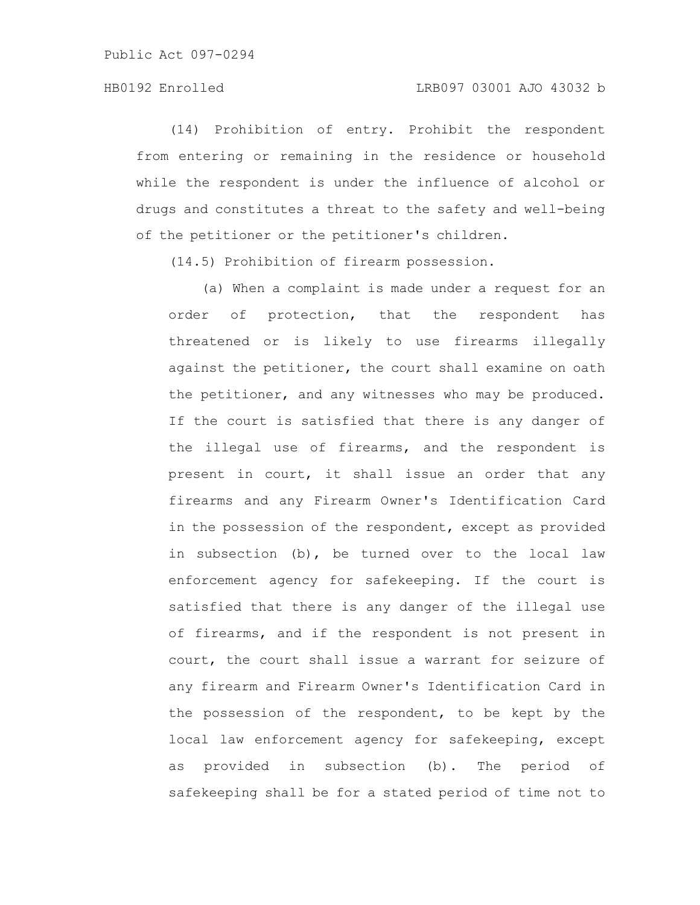(14) Prohibition of entry. Prohibit the respondent from entering or remaining in the residence or household while the respondent is under the influence of alcohol or drugs and constitutes a threat to the safety and well-being of the petitioner or the petitioner's children.

(14.5) Prohibition of firearm possession.

(a) When a complaint is made under a request for an order of protection, that the respondent has threatened or is likely to use firearms illegally against the petitioner, the court shall examine on oath the petitioner, and any witnesses who may be produced. If the court is satisfied that there is any danger of the illegal use of firearms, and the respondent is present in court, it shall issue an order that any firearms and any Firearm Owner's Identification Card in the possession of the respondent, except as provided in subsection (b), be turned over to the local law enforcement agency for safekeeping. If the court is satisfied that there is any danger of the illegal use of firearms, and if the respondent is not present in court, the court shall issue a warrant for seizure of any firearm and Firearm Owner's Identification Card in the possession of the respondent, to be kept by the local law enforcement agency for safekeeping, except as provided in subsection (b). The period of safekeeping shall be for a stated period of time not to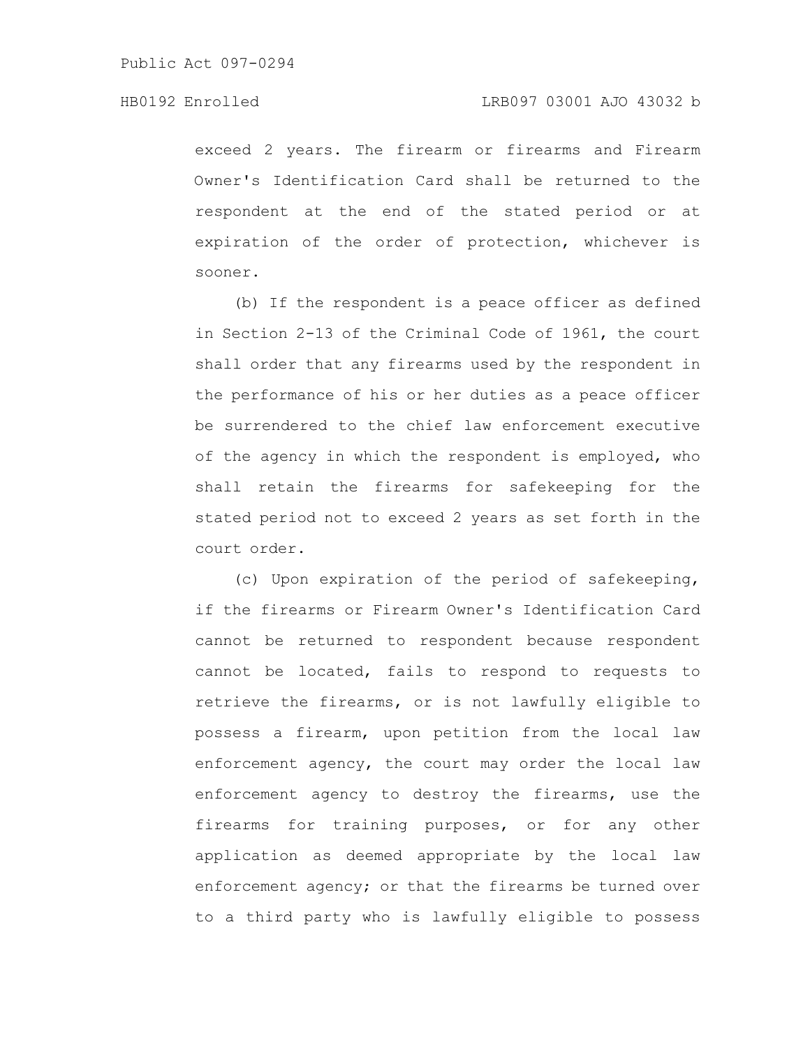exceed 2 years. The firearm or firearms and Firearm Owner's Identification Card shall be returned to the respondent at the end of the stated period or at expiration of the order of protection, whichever is sooner.

(b) If the respondent is a peace officer as defined in Section 2-13 of the Criminal Code of 1961, the court shall order that any firearms used by the respondent in the performance of his or her duties as a peace officer be surrendered to the chief law enforcement executive of the agency in which the respondent is employed, who shall retain the firearms for safekeeping for the stated period not to exceed 2 years as set forth in the court order.

(c) Upon expiration of the period of safekeeping, if the firearms or Firearm Owner's Identification Card cannot be returned to respondent because respondent cannot be located, fails to respond to requests to retrieve the firearms, or is not lawfully eligible to possess a firearm, upon petition from the local law enforcement agency, the court may order the local law enforcement agency to destroy the firearms, use the firearms for training purposes, or for any other application as deemed appropriate by the local law enforcement agency; or that the firearms be turned over to a third party who is lawfully eligible to possess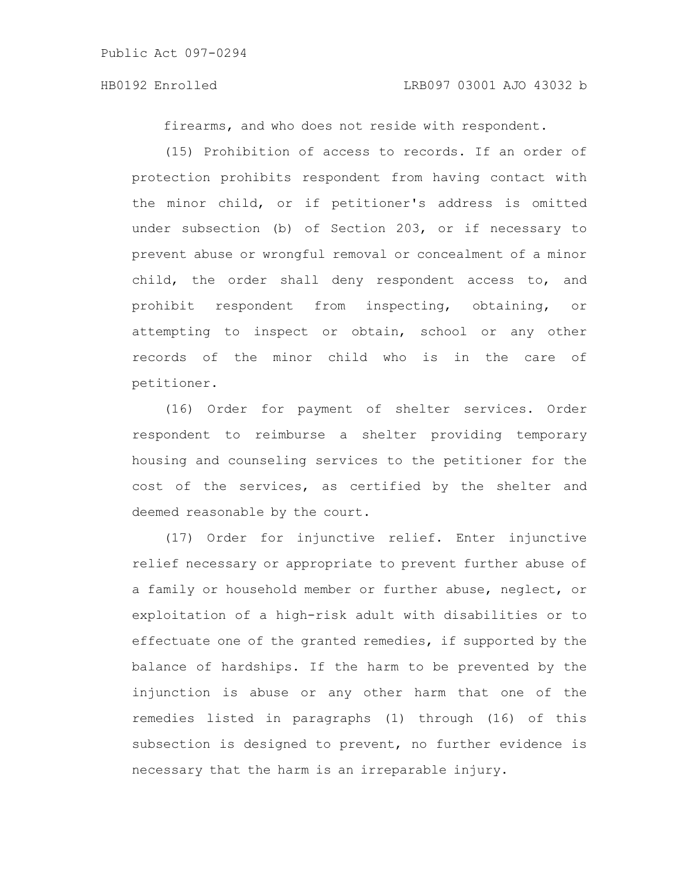firearms, and who does not reside with respondent.

(15) Prohibition of access to records. If an order of protection prohibits respondent from having contact with the minor child, or if petitioner's address is omitted under subsection (b) of Section 203, or if necessary to prevent abuse or wrongful removal or concealment of a minor child, the order shall deny respondent access to, and prohibit respondent from inspecting, obtaining, or attempting to inspect or obtain, school or any other records of the minor child who is in the care of petitioner.

(16) Order for payment of shelter services. Order respondent to reimburse a shelter providing temporary housing and counseling services to the petitioner for the cost of the services, as certified by the shelter and deemed reasonable by the court.

(17) Order for injunctive relief. Enter injunctive relief necessary or appropriate to prevent further abuse of a family or household member or further abuse, neglect, or exploitation of a high-risk adult with disabilities or to effectuate one of the granted remedies, if supported by the balance of hardships. If the harm to be prevented by the injunction is abuse or any other harm that one of the remedies listed in paragraphs (1) through (16) of this subsection is designed to prevent, no further evidence is necessary that the harm is an irreparable injury.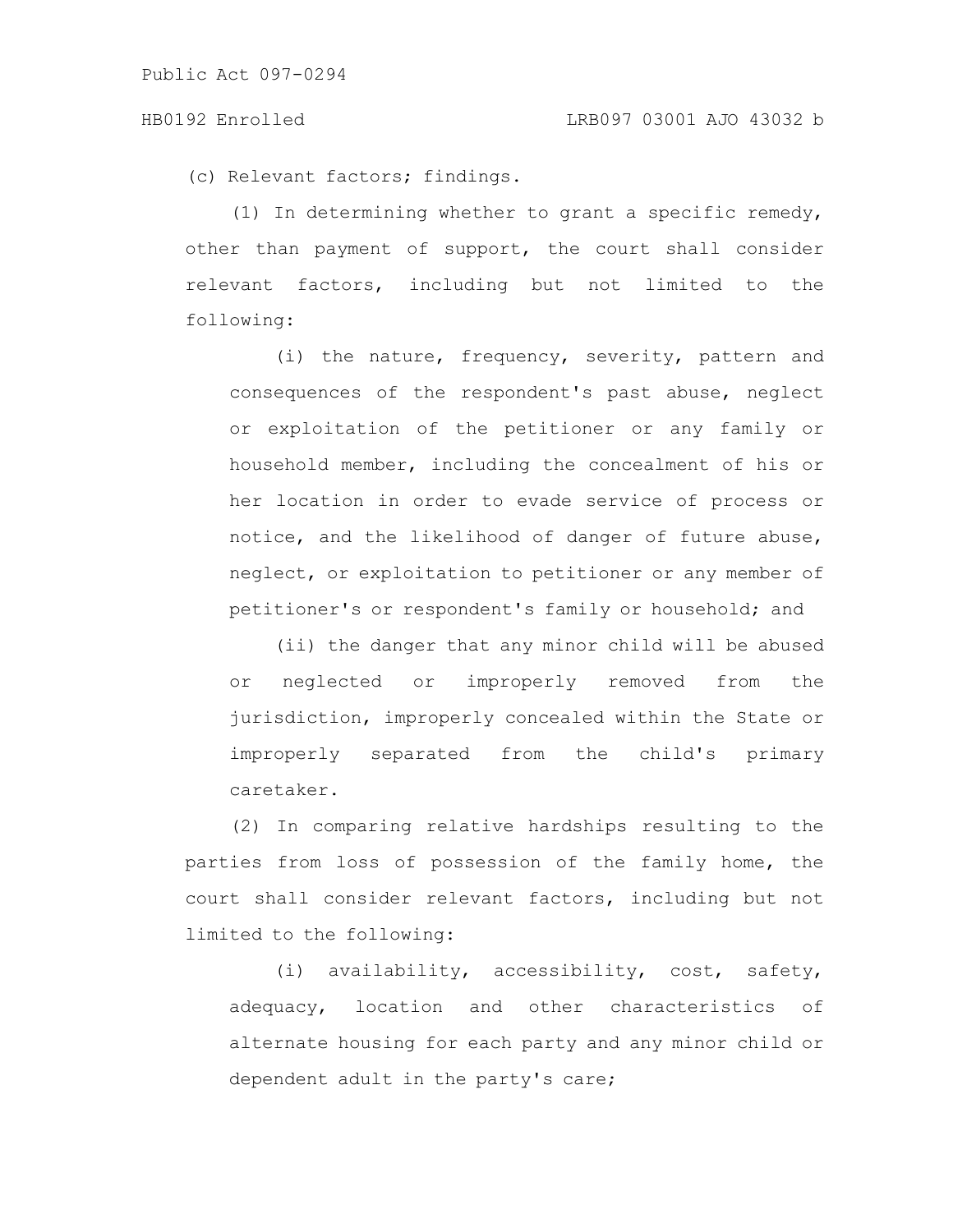(c) Relevant factors; findings.

(1) In determining whether to grant a specific remedy, other than payment of support, the court shall consider relevant factors, including but not limited to the following:

(i) the nature, frequency, severity, pattern and consequences of the respondent's past abuse, neglect or exploitation of the petitioner or any family or household member, including the concealment of his or her location in order to evade service of process or notice, and the likelihood of danger of future abuse, neglect, or exploitation to petitioner or any member of petitioner's or respondent's family or household; and

(ii) the danger that any minor child will be abused or neglected or improperly removed from the jurisdiction, improperly concealed within the State or improperly separated from the child's primary caretaker.

(2) In comparing relative hardships resulting to the parties from loss of possession of the family home, the court shall consider relevant factors, including but not limited to the following:

(i) availability, accessibility, cost, safety, adequacy, location and other characteristics of alternate housing for each party and any minor child or dependent adult in the party's care;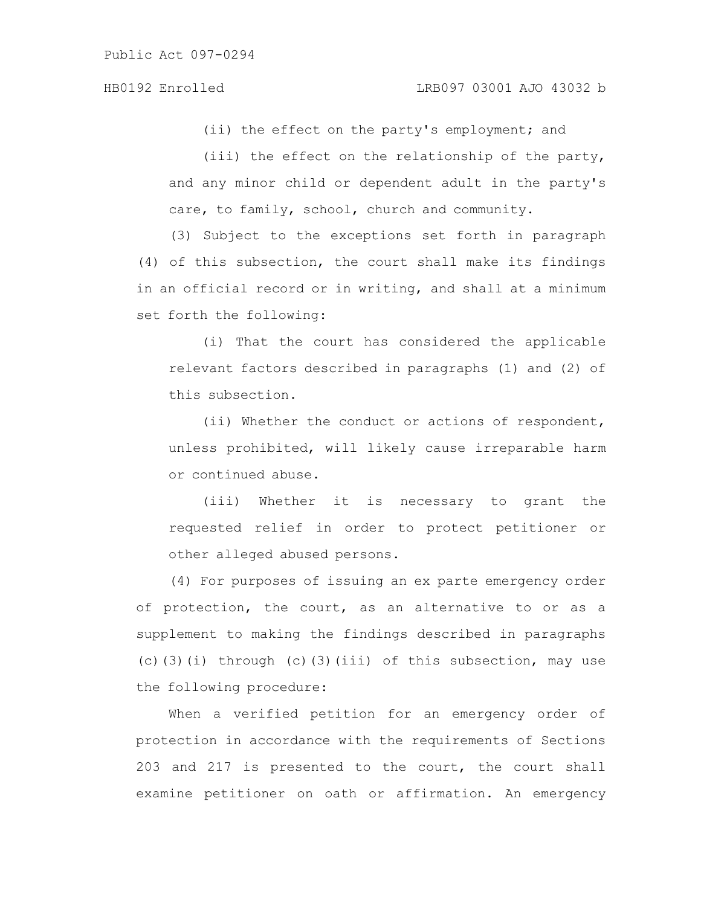(ii) the effect on the party's employment; and

(iii) the effect on the relationship of the party, and any minor child or dependent adult in the party's care, to family, school, church and community.

(3) Subject to the exceptions set forth in paragraph (4) of this subsection, the court shall make its findings in an official record or in writing, and shall at a minimum set forth the following:

(i) That the court has considered the applicable relevant factors described in paragraphs (1) and (2) of this subsection.

(ii) Whether the conduct or actions of respondent, unless prohibited, will likely cause irreparable harm or continued abuse.

(iii) Whether it is necessary to grant the requested relief in order to protect petitioner or other alleged abused persons.

(4) For purposes of issuing an ex parte emergency order of protection, the court, as an alternative to or as a supplement to making the findings described in paragraphs (c)(3)(i) through (c)(3)(iii) of this subsection, may use the following procedure:

When a verified petition for an emergency order of protection in accordance with the requirements of Sections 203 and 217 is presented to the court, the court shall examine petitioner on oath or affirmation. An emergency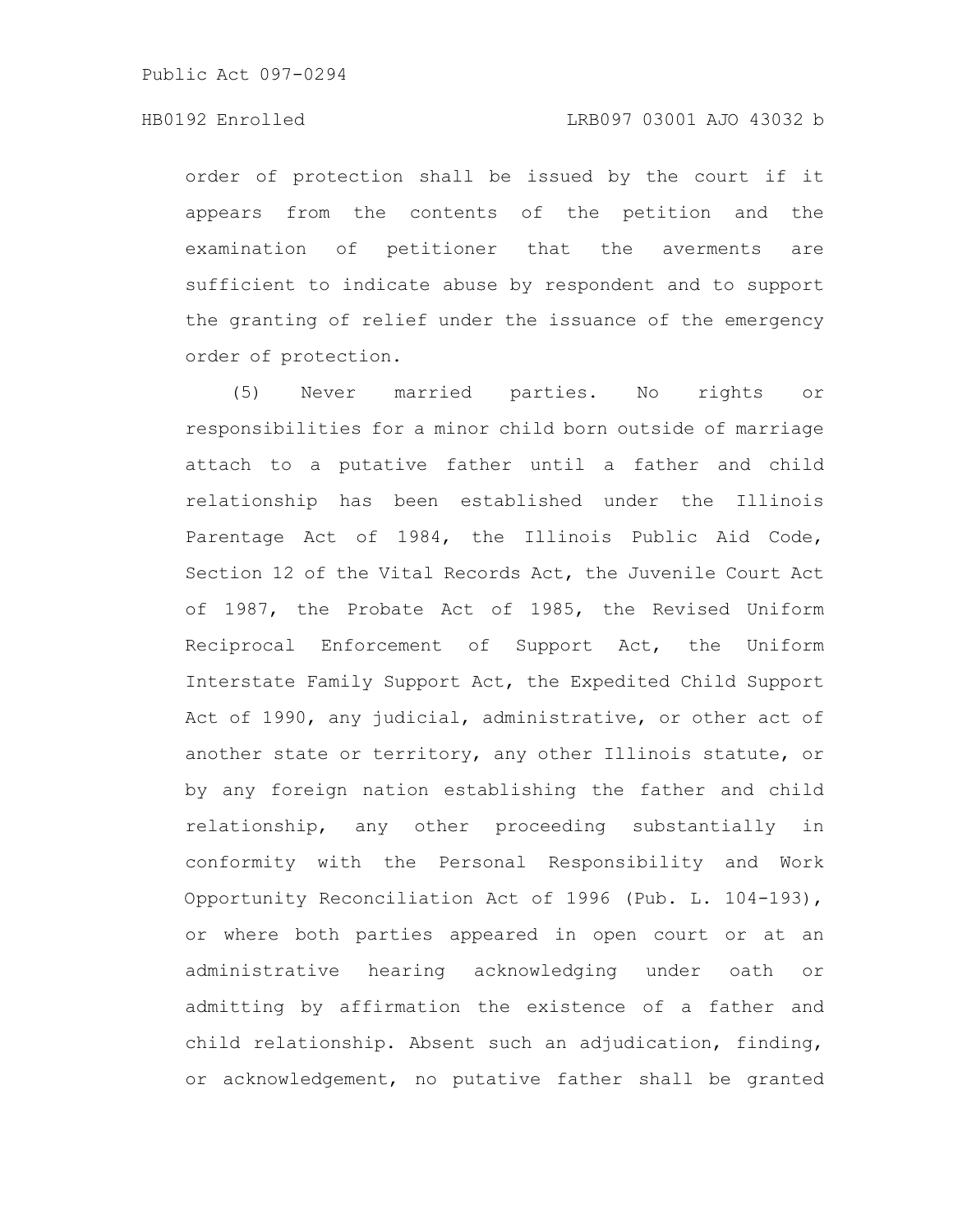order of protection shall be issued by the court if it appears from the contents of the petition and the examination of petitioner that the averments are sufficient to indicate abuse by respondent and to support the granting of relief under the issuance of the emergency order of protection.

(5) Never married parties. No rights or responsibilities for a minor child born outside of marriage attach to a putative father until a father and child relationship has been established under the Illinois Parentage Act of 1984, the Illinois Public Aid Code, Section 12 of the Vital Records Act, the Juvenile Court Act of 1987, the Probate Act of 1985, the Revised Uniform Reciprocal Enforcement of Support Act, the Uniform Interstate Family Support Act, the Expedited Child Support Act of 1990, any judicial, administrative, or other act of another state or territory, any other Illinois statute, or by any foreign nation establishing the father and child relationship, any other proceeding substantially in conformity with the Personal Responsibility and Work Opportunity Reconciliation Act of 1996 (Pub. L. 104-193), or where both parties appeared in open court or at an administrative hearing acknowledging under oath or admitting by affirmation the existence of a father and child relationship. Absent such an adjudication, finding, or acknowledgement, no putative father shall be granted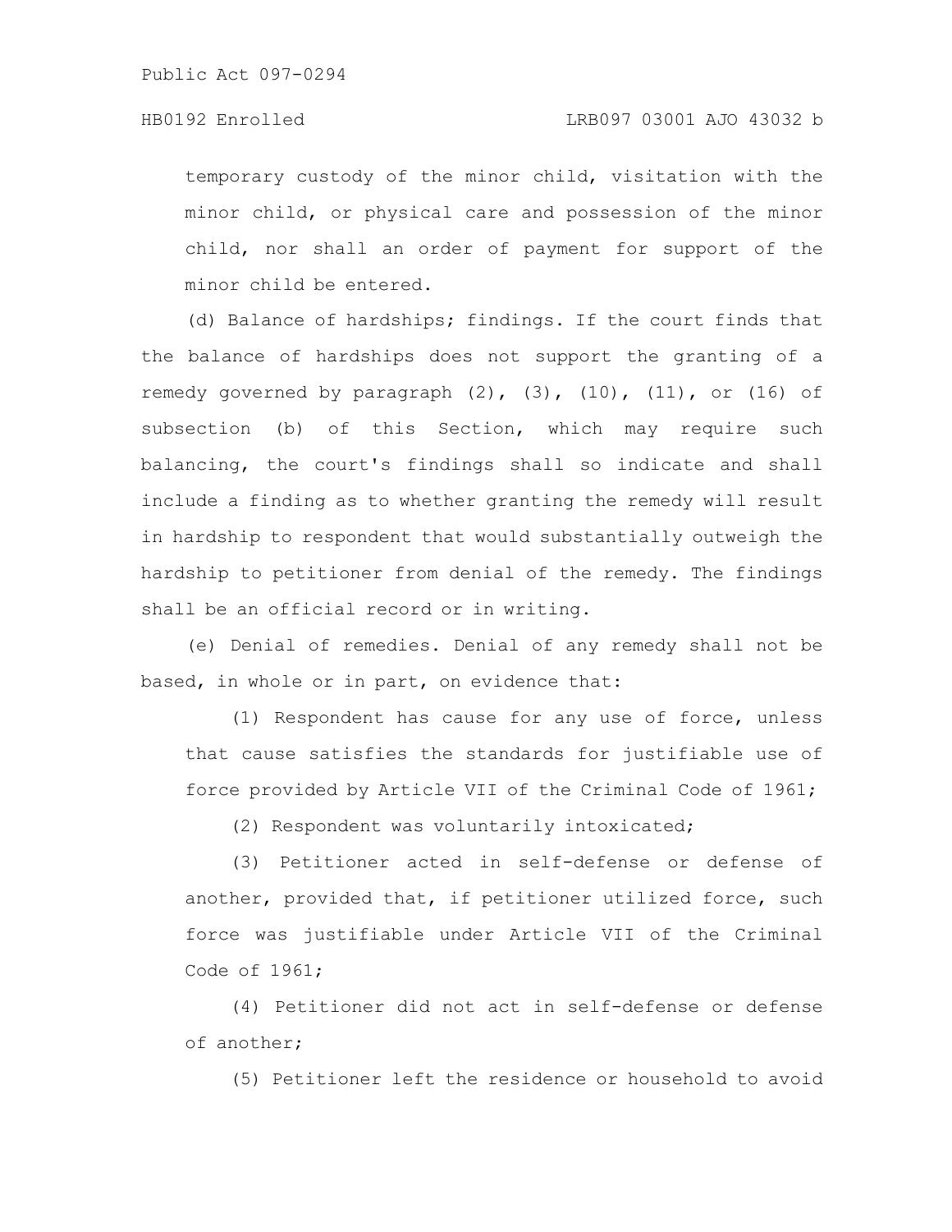temporary custody of the minor child, visitation with the minor child, or physical care and possession of the minor child, nor shall an order of payment for support of the minor child be entered.

(d) Balance of hardships; findings. If the court finds that the balance of hardships does not support the granting of a remedy governed by paragraph (2), (3), (10), (11), or (16) of subsection (b) of this Section, which may require such balancing, the court's findings shall so indicate and shall include a finding as to whether granting the remedy will result in hardship to respondent that would substantially outweigh the hardship to petitioner from denial of the remedy. The findings shall be an official record or in writing.

(e) Denial of remedies. Denial of any remedy shall not be based, in whole or in part, on evidence that:

(1) Respondent has cause for any use of force, unless that cause satisfies the standards for justifiable use of force provided by Article VII of the Criminal Code of 1961;

(2) Respondent was voluntarily intoxicated;

(3) Petitioner acted in self-defense or defense of another, provided that, if petitioner utilized force, such force was justifiable under Article VII of the Criminal Code of 1961;

(4) Petitioner did not act in self-defense or defense of another;

(5) Petitioner left the residence or household to avoid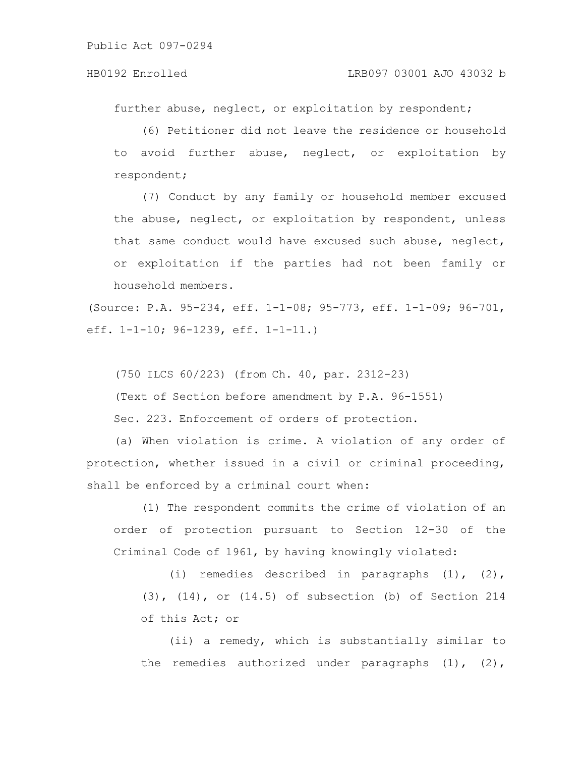further abuse, neglect, or exploitation by respondent;

(6) Petitioner did not leave the residence or household to avoid further abuse, neglect, or exploitation by respondent;

(7) Conduct by any family or household member excused the abuse, neglect, or exploitation by respondent, unless that same conduct would have excused such abuse, neglect, or exploitation if the parties had not been family or household members.

(Source: P.A. 95-234, eff. 1-1-08; 95-773, eff. 1-1-09; 96-701, eff. 1-1-10; 96-1239, eff. 1-1-11.)

(750 ILCS 60/223) (from Ch. 40, par. 2312-23)

(Text of Section before amendment by P.A. 96-1551)

Sec. 223. Enforcement of orders of protection.

(a) When violation is crime. A violation of any order of protection, whether issued in a civil or criminal proceeding, shall be enforced by a criminal court when:

(1) The respondent commits the crime of violation of an order of protection pursuant to Section 12-30 of the Criminal Code of 1961, by having knowingly violated:

(i) remedies described in paragraphs (1), (2), (3), (14), or (14.5) of subsection (b) of Section 214 of this Act; or

(ii) a remedy, which is substantially similar to the remedies authorized under paragraphs (1), (2),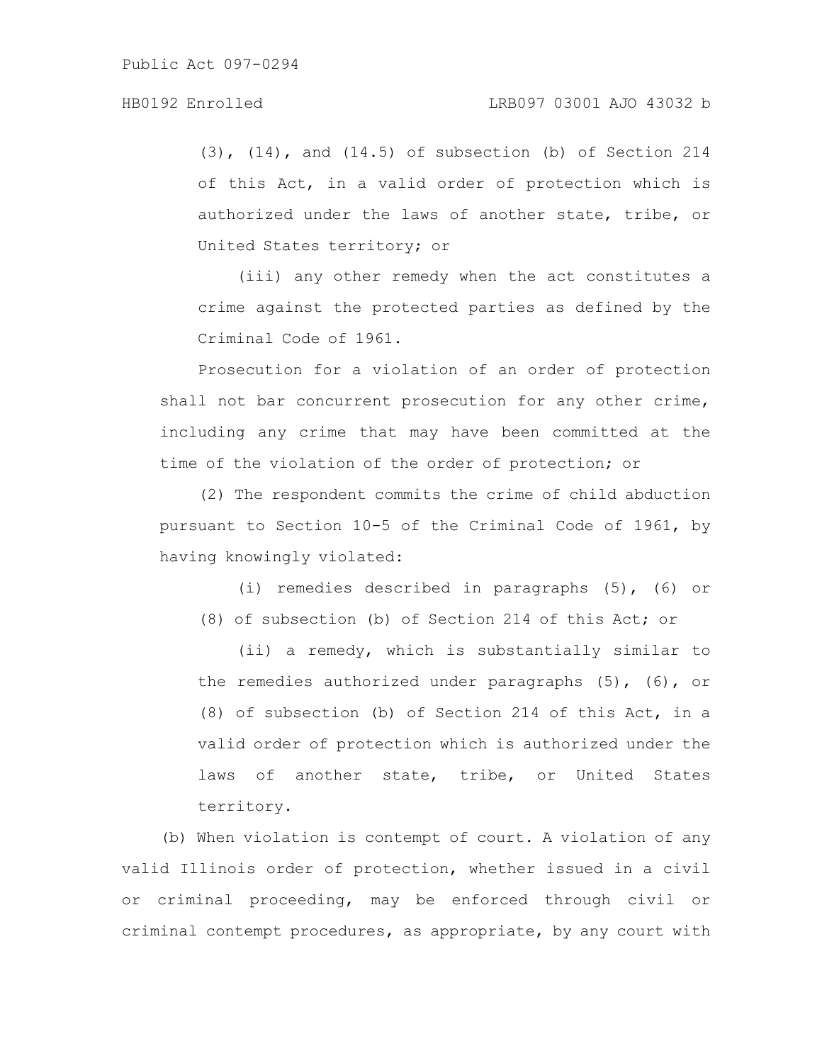(3), (14), and (14.5) of subsection (b) of Section 214 of this Act, in a valid order of protection which is authorized under the laws of another state, tribe, or United States territory; or

(iii) any other remedy when the act constitutes a crime against the protected parties as defined by the Criminal Code of 1961.

Prosecution for a violation of an order of protection shall not bar concurrent prosecution for any other crime, including any crime that may have been committed at the time of the violation of the order of protection; or

(2) The respondent commits the crime of child abduction pursuant to Section 10-5 of the Criminal Code of 1961, by having knowingly violated:

(i) remedies described in paragraphs (5), (6) or (8) of subsection (b) of Section 214 of this Act; or

(ii) a remedy, which is substantially similar to the remedies authorized under paragraphs (5), (6), or (8) of subsection (b) of Section 214 of this Act, in a valid order of protection which is authorized under the laws of another state, tribe, or United States territory.

(b) When violation is contempt of court. A violation of any valid Illinois order of protection, whether issued in a civil or criminal proceeding, may be enforced through civil or criminal contempt procedures, as appropriate, by any court with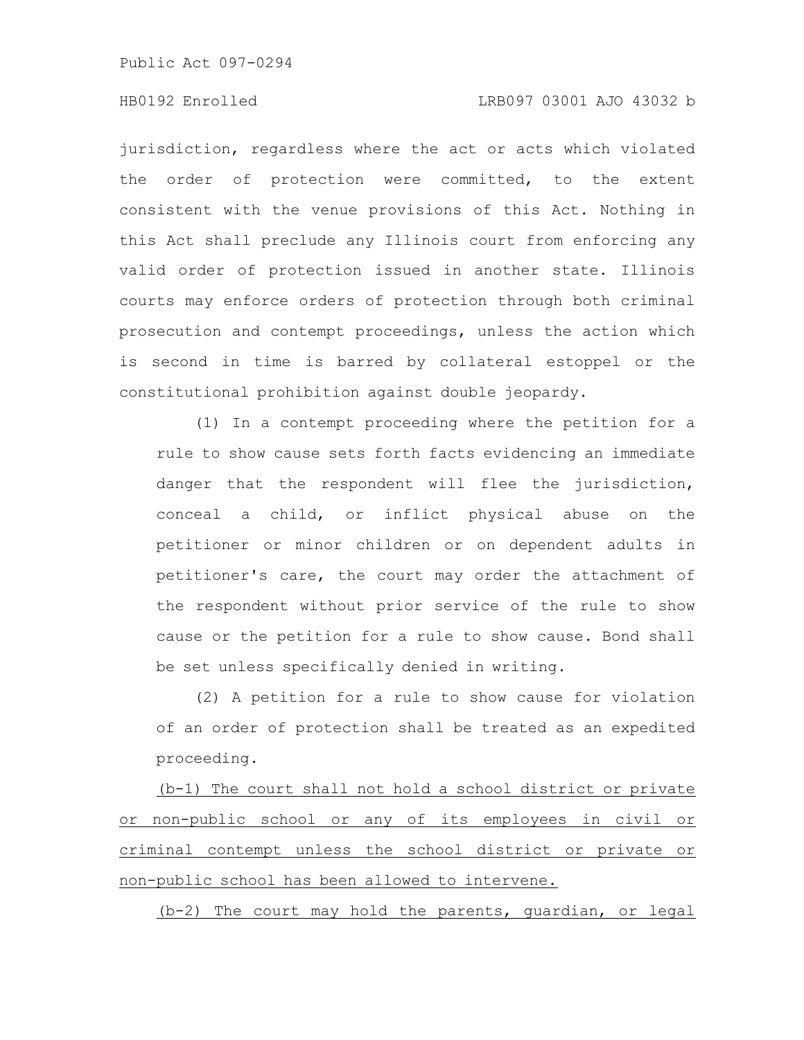jurisdiction, regardless where the act or acts which violated the order of protection were committed, to the extent consistent with the venue provisions of this Act. Nothing in this Act shall preclude any Illinois court from enforcing any valid order of protection issued in another state. Illinois courts may enforce orders of protection through both criminal prosecution and contempt proceedings, unless the action which is second in time is barred by collateral estoppel or the constitutional prohibition against double jeopardy.

(1) In a contempt proceeding where the petition for a rule to show cause sets forth facts evidencing an immediate danger that the respondent will flee the jurisdiction, conceal a child, or inflict physical abuse on the petitioner or minor children or on dependent adults in petitioner's care, the court may order the attachment of the respondent without prior service of the rule to show cause or the petition for a rule to show cause. Bond shall be set unless specifically denied in writing.

(2) A petition for a rule to show cause for violation of an order of protection shall be treated as an expedited proceeding.

<u>(b-1) The court shall not hold a school district or private or non-public school or any of its employees in civil or criminal contempt unless the school district or private or non-public school has been allowed to intervene.</u>

<u>(b-2) The court may hold the parents, guardian, or legal</u>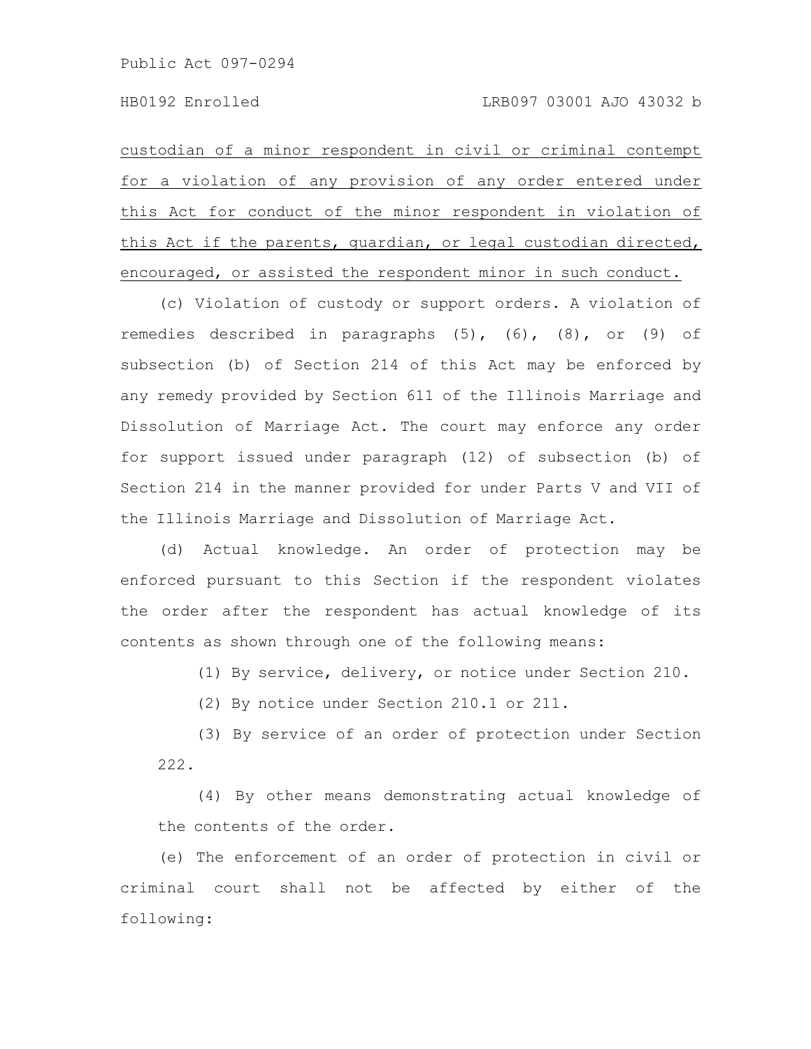custodian of a minor respondent in civil or criminal contempt for a violation of any provision of any order entered under this Act for conduct of the minor respondent in violation of this Act if the parents, guardian, or legal custodian directed, encouraged, or assisted the respondent minor in such conduct.

(c) Violation of custody or support orders. A violation of remedies described in paragraphs (5), (6), (8), or (9) of subsection (b) of Section 214 of this Act may be enforced by any remedy provided by Section 611 of the Illinois Marriage and Dissolution of Marriage Act. The court may enforce any order for support issued under paragraph (12) of subsection (b) of Section 214 in the manner provided for under Parts V and VII of the Illinois Marriage and Dissolution of Marriage Act.

(d) Actual knowledge. An order of protection may be enforced pursuant to this Section if the respondent violates the order after the respondent has actual knowledge of its contents as shown through one of the following means:

(1) By service, delivery, or notice under Section 210.

(2) By notice under Section 210.1 or 211.

(3) By service of an order of protection under Section 222.

(4) By other means demonstrating actual knowledge of the contents of the order.

(e) The enforcement of an order of protection in civil or criminal court shall not be affected by either of the following: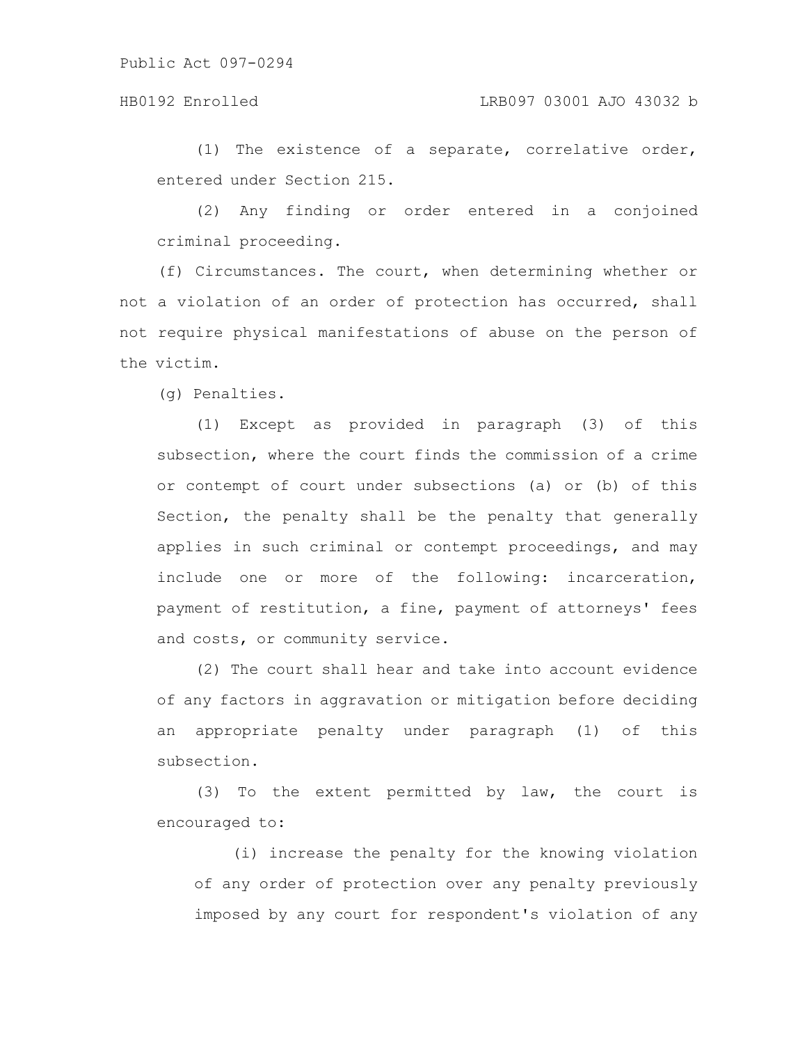(1) The existence of a separate, correlative order, entered under Section 215.

(2) Any finding or order entered in a conjoined criminal proceeding.

(f) Circumstances. The court, when determining whether or not a violation of an order of protection has occurred, shall not require physical manifestations of abuse on the person of the victim.

(g) Penalties.

(1) Except as provided in paragraph (3) of this subsection, where the court finds the commission of a crime or contempt of court under subsections (a) or (b) of this Section, the penalty shall be the penalty that generally applies in such criminal or contempt proceedings, and may include one or more of the following: incarceration, payment of restitution, a fine, payment of attorneys' fees and costs, or community service.

(2) The court shall hear and take into account evidence of any factors in aggravation or mitigation before deciding an appropriate penalty under paragraph (1) of this subsection.

(3) To the extent permitted by law, the court is encouraged to:

(i) increase the penalty for the knowing violation of any order of protection over any penalty previously imposed by any court for respondent's violation of any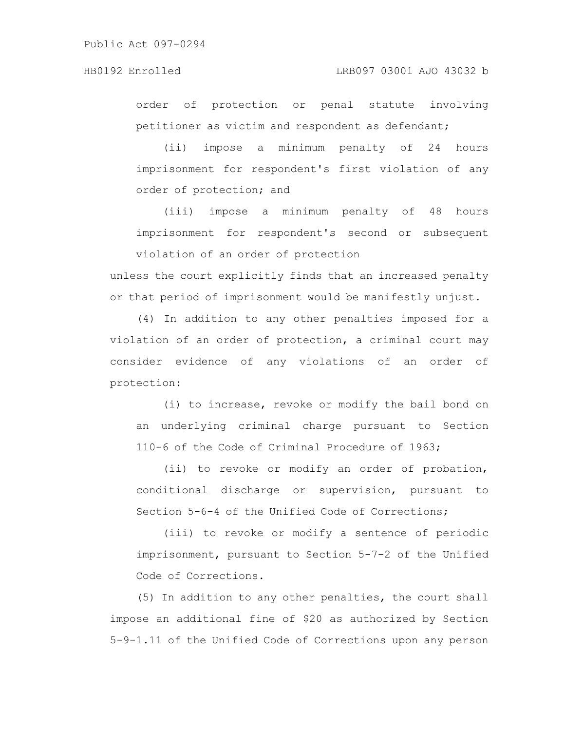order of protection or penal statute involving petitioner as victim and respondent as defendant;

(ii) impose a minimum penalty of 24 hours imprisonment for respondent's first violation of any order of protection; and

(iii) impose a minimum penalty of 48 hours imprisonment for respondent's second or subsequent violation of an order of protection

unless the court explicitly finds that an increased penalty or that period of imprisonment would be manifestly unjust.

(4) In addition to any other penalties imposed for a violation of an order of protection, a criminal court may consider evidence of any violations of an order of protection:

(i) to increase, revoke or modify the bail bond on an underlying criminal charge pursuant to Section 110-6 of the Code of Criminal Procedure of 1963;

(ii) to revoke or modify an order of probation, conditional discharge or supervision, pursuant to Section 5-6-4 of the Unified Code of Corrections;

(iii) to revoke or modify a sentence of periodic imprisonment, pursuant to Section 5-7-2 of the Unified Code of Corrections.

(5) In addition to any other penalties, the court shall impose an additional fine of $20 as authorized by Section 5-9-1.11 of the Unified Code of Corrections upon any person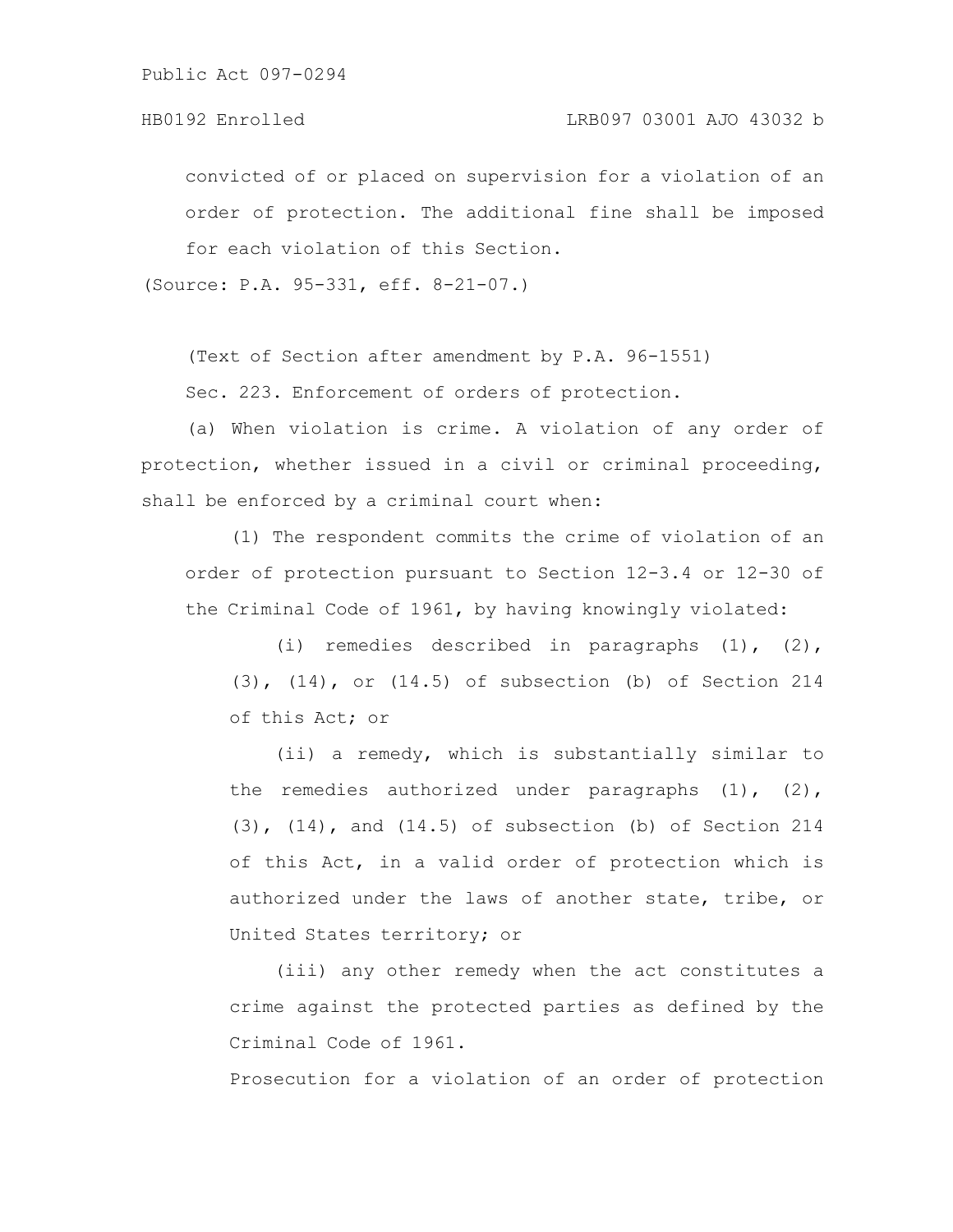convicted of or placed on supervision for a violation of an order of protection. The additional fine shall be imposed for each violation of this Section.

(Source: P.A. 95-331, eff. 8-21-07.)

(Text of Section after amendment by P.A. 96-1551)

Sec. 223. Enforcement of orders of protection.

(a) When violation is crime. A violation of any order of protection, whether issued in a civil or criminal proceeding, shall be enforced by a criminal court when:

(1) The respondent commits the crime of violation of an order of protection pursuant to Section 12-3.4 or 12-30 of the Criminal Code of 1961, by having knowingly violated:

(i) remedies described in paragraphs (1), (2), (3), (14), or (14.5) of subsection (b) of Section 214 of this Act; or

(ii) a remedy, which is substantially similar to the remedies authorized under paragraphs (1), (2), (3), (14), and (14.5) of subsection (b) of Section 214 of this Act, in a valid order of protection which is authorized under the laws of another state, tribe, or United States territory; or

(iii) any other remedy when the act constitutes a crime against the protected parties as defined by the Criminal Code of 1961.

Prosecution for a violation of an order of protection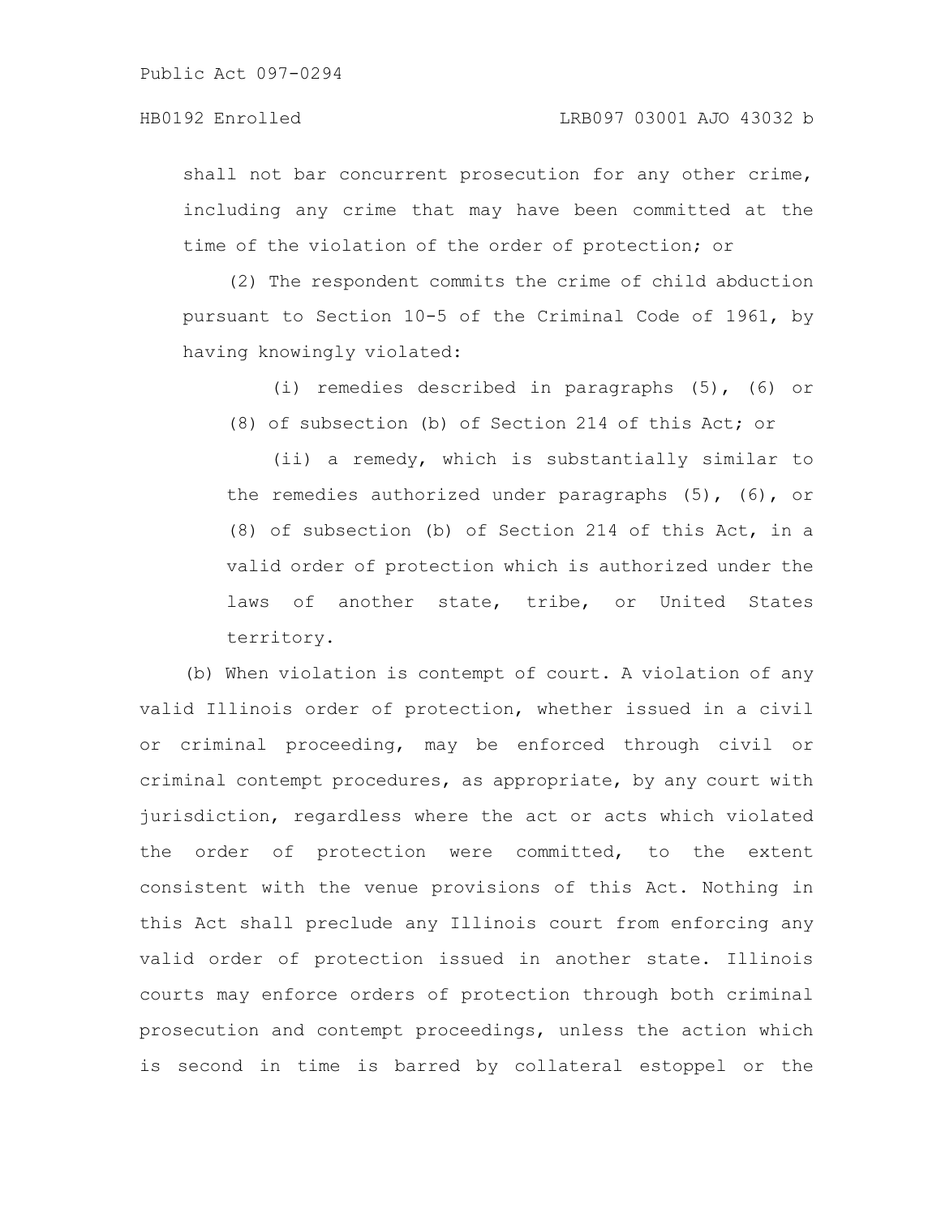shall not bar concurrent prosecution for any other crime, including any crime that may have been committed at the time of the violation of the order of protection; or

(2) The respondent commits the crime of child abduction pursuant to Section 10-5 of the Criminal Code of 1961, by having knowingly violated:

(i) remedies described in paragraphs (5), (6) or (8) of subsection (b) of Section 214 of this Act; or

(ii) a remedy, which is substantially similar to the remedies authorized under paragraphs (5), (6), or (8) of subsection (b) of Section 214 of this Act, in a valid order of protection which is authorized under the laws of another state, tribe, or United States territory.

(b) When violation is contempt of court. A violation of any valid Illinois order of protection, whether issued in a civil or criminal proceeding, may be enforced through civil or criminal contempt procedures, as appropriate, by any court with jurisdiction, regardless where the act or acts which violated the order of protection were committed, to the extent consistent with the venue provisions of this Act. Nothing in this Act shall preclude any Illinois court from enforcing any valid order of protection issued in another state. Illinois courts may enforce orders of protection through both criminal prosecution and contempt proceedings, unless the action which is second in time is barred by collateral estoppel or the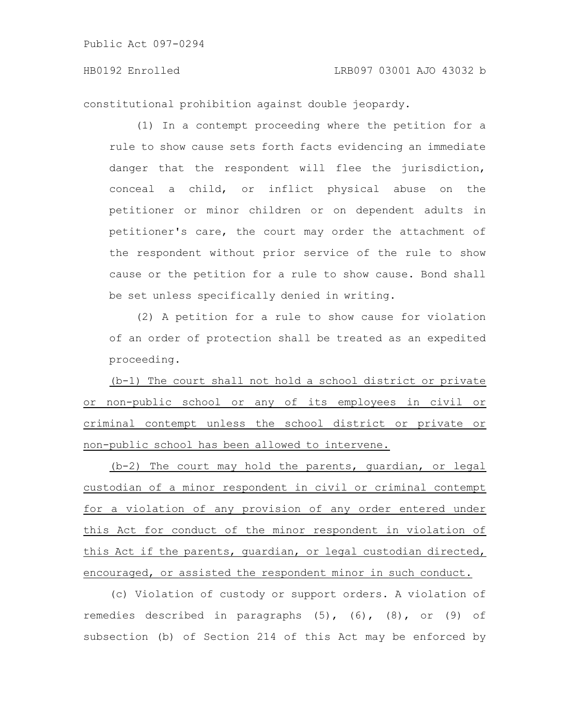constitutional prohibition against double jeopardy.

(1) In a contempt proceeding where the petition for a rule to show cause sets forth facts evidencing an immediate danger that the respondent will flee the jurisdiction, conceal a child, or inflict physical abuse on the petitioner or minor children or on dependent adults in petitioner's care, the court may order the attachment of the respondent without prior service of the rule to show cause or the petition for a rule to show cause. Bond shall be set unless specifically denied in writing.

(2) A petition for a rule to show cause for violation of an order of protection shall be treated as an expedited proceeding.

<u>(b-1) The court shall not hold a school district or private or non-public school or any of its employees in civil or criminal contempt unless the school district or private or non-public school has been allowed to intervene.</u>

<u>(b-2) The court may hold the parents, guardian, or legal custodian of a minor respondent in civil or criminal contempt for a violation of any provision of any order entered under this Act for conduct of the minor respondent in violation of this Act if the parents, guardian, or legal custodian directed, encouraged, or assisted the respondent minor in such conduct.</u>

(c) Violation of custody or support orders. A violation of remedies described in paragraphs (5), (6), (8), or (9) of subsection (b) of Section 214 of this Act may be enforced by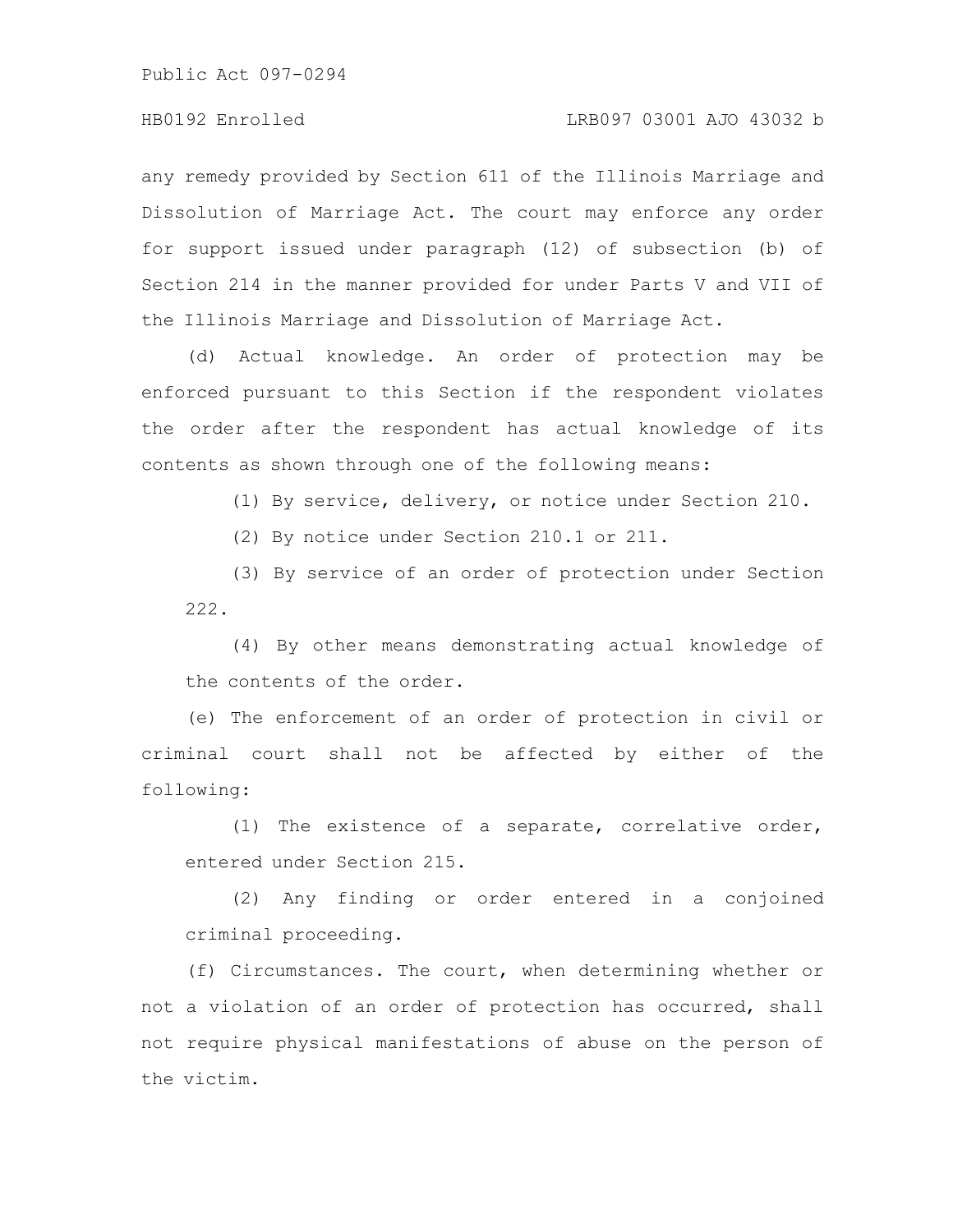any remedy provided by Section 611 of the Illinois Marriage and Dissolution of Marriage Act. The court may enforce any order for support issued under paragraph (12) of subsection (b) of Section 214 in the manner provided for under Parts V and VII of the Illinois Marriage and Dissolution of Marriage Act.

(d) Actual knowledge. An order of protection may be enforced pursuant to this Section if the respondent violates the order after the respondent has actual knowledge of its contents as shown through one of the following means:

(1) By service, delivery, or notice under Section 210.

(2) By notice under Section 210.1 or 211.

(3) By service of an order of protection under Section 222.

(4) By other means demonstrating actual knowledge of the contents of the order.

(e) The enforcement of an order of protection in civil or criminal court shall not be affected by either of the following:

(1) The existence of a separate, correlative order, entered under Section 215.

(2) Any finding or order entered in a conjoined criminal proceeding.

(f) Circumstances. The court, when determining whether or not a violation of an order of protection has occurred, shall not require physical manifestations of abuse on the person of the victim.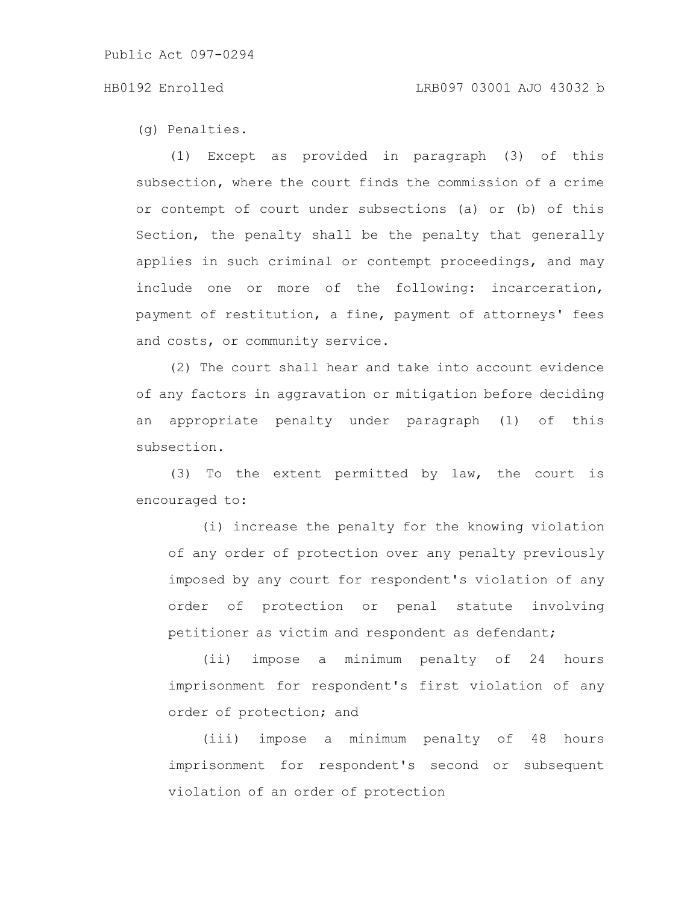(g) Penalties.

(1) Except as provided in paragraph (3) of this subsection, where the court finds the commission of a crime or contempt of court under subsections (a) or (b) of this Section, the penalty shall be the penalty that generally applies in such criminal or contempt proceedings, and may include one or more of the following: incarceration, payment of restitution, a fine, payment of attorneys' fees and costs, or community service.

(2) The court shall hear and take into account evidence of any factors in aggravation or mitigation before deciding an appropriate penalty under paragraph (1) of this subsection.

(3) To the extent permitted by law, the court is encouraged to:

(i) increase the penalty for the knowing violation of any order of protection over any penalty previously imposed by any court for respondent's violation of any order of protection or penal statute involving petitioner as victim and respondent as defendant;

(ii) impose a minimum penalty of 24 hours imprisonment for respondent's first violation of any order of protection; and

(iii) impose a minimum penalty of 48 hours imprisonment for respondent's second or subsequent violation of an order of protection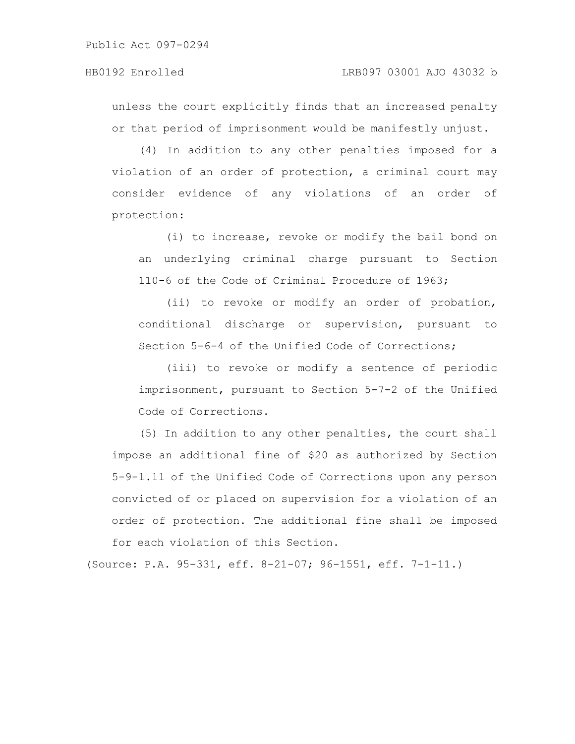unless the court explicitly finds that an increased penalty or that period of imprisonment would be manifestly unjust.

(4) In addition to any other penalties imposed for a violation of an order of protection, a criminal court may consider evidence of any violations of an order of protection:

(i) to increase, revoke or modify the bail bond on an underlying criminal charge pursuant to Section 110-6 of the Code of Criminal Procedure of 1963;

(ii) to revoke or modify an order of probation, conditional discharge or supervision, pursuant to Section 5-6-4 of the Unified Code of Corrections;

(iii) to revoke or modify a sentence of periodic imprisonment, pursuant to Section 5-7-2 of the Unified Code of Corrections.

(5) In addition to any other penalties, the court shall impose an additional fine of $20 as authorized by Section 5-9-1.11 of the Unified Code of Corrections upon any person convicted of or placed on supervision for a violation of an order of protection. The additional fine shall be imposed for each violation of this Section.

(Source: P.A. 95-331, eff. 8-21-07; 96-1551, eff. 7-1-11.)